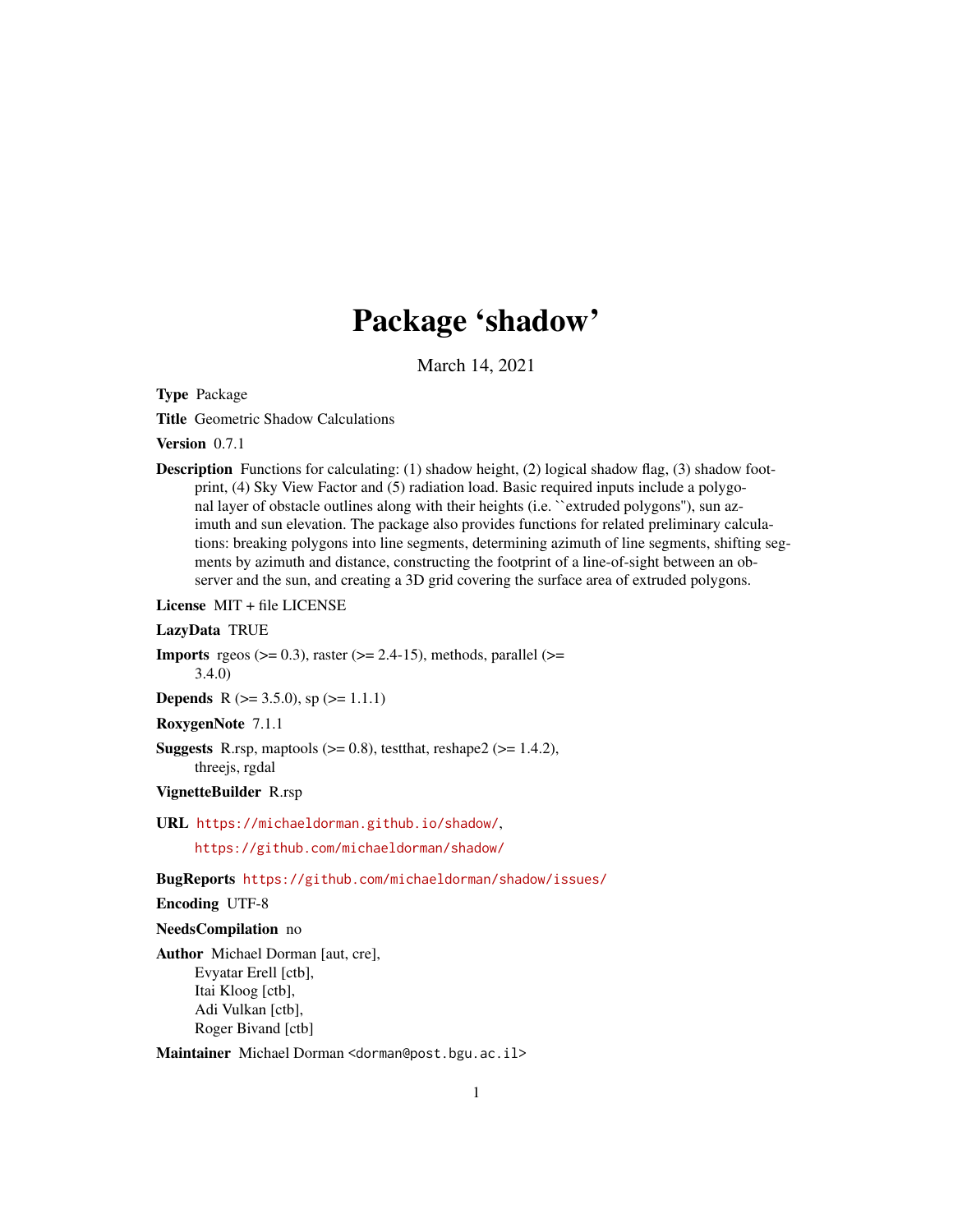# Package 'shadow'

March 14, 2021

**Type** Package

**Title** Geometric Shadow Calculations

**Version** 0.7.1

**Description** Functions for calculating: (1) shadow height, (2) logical shadow flag, (3) shadow footprint, (4) Sky View Factor and (5) radiation load. Basic required inputs include a polygonal layer of obstacle outlines along with their heights (i.e. ``extruded polygons''), sun azimuth and sun elevation. The package also provides functions for related preliminary calculations: breaking polygons into line segments, determining azimuth of line segments, shifting segments by azimuth and distance, constructing the footprint of a line-of-sight between an observer and the sun, and creating a 3D grid covering the surface area of extruded polygons.

**License** MIT + file LICENSE

**LazyData** TRUE

**Imports** rgeos (>= 0.3), raster (>= 2.4-15), methods, parallel (>= 3.4.0)

**Depends** R (>= 3.5.0), sp (>= 1.1.1)

**RoxygenNote** 7.1.1

**Suggests** R.rsp, maptools (>= 0.8), testthat, reshape2 (>= 1.4.2), threejs, rgdal

**VignetteBuilder** R.rsp

**URL** https://michaeldorman.github.io/shadow/, https://github.com/michaeldorman/shadow/

**BugReports** https://github.com/michaeldorman/shadow/issues/

**Encoding** UTF-8

**NeedsCompilation** no

**Author** Michael Dorman [aut, cre],
Evyatar Erell [ctb],
Itai Kloog [ctb],
Adi Vulkan [ctb],
Roger Bivand [ctb]

**Maintainer** Michael Dorman <dorman@post.bgu.ac.il>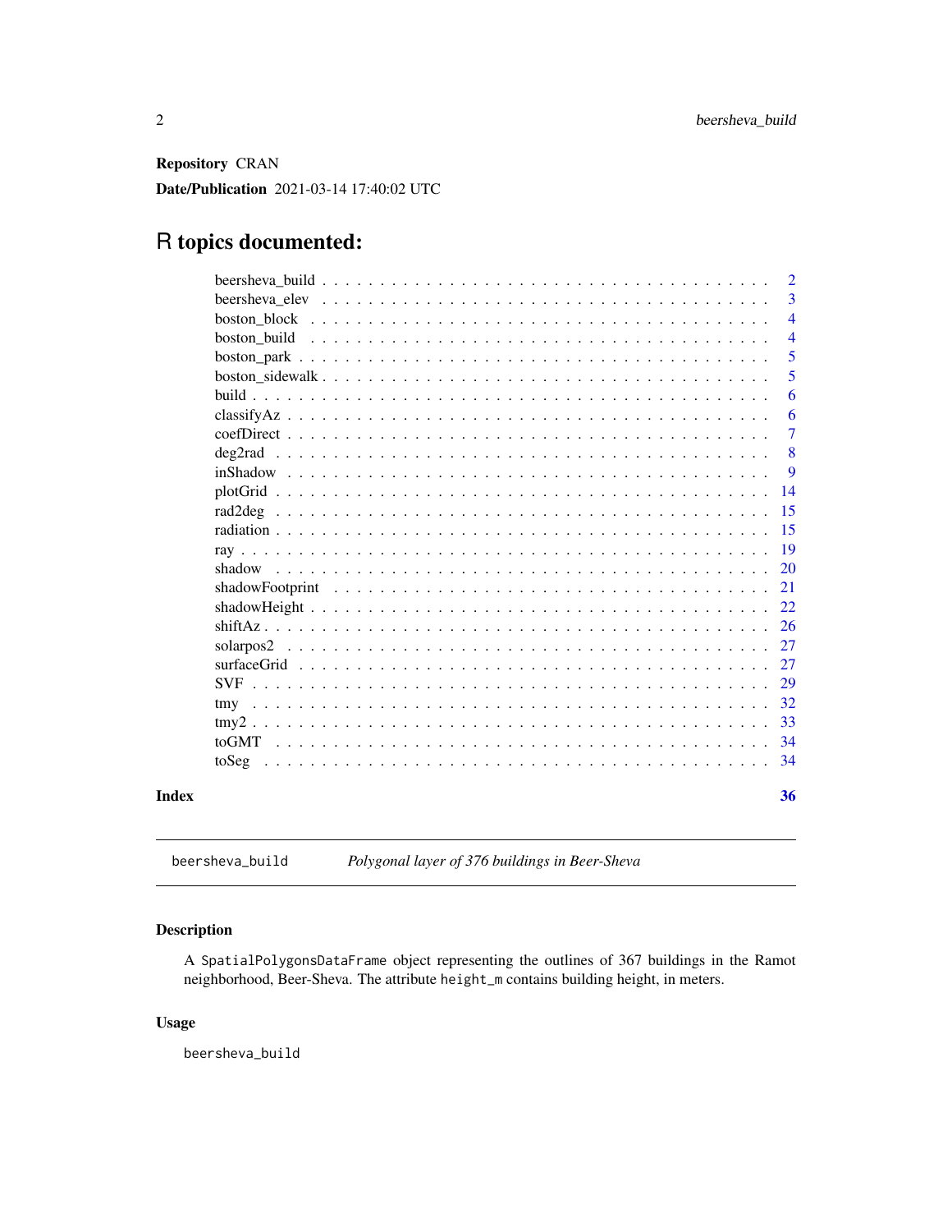**Repository** CRAN

**Date/Publication** 2021-03-14 17:40:02 UTC

# R topics documented:

| | |
|---|---|
| beersheva_build | 2 |
| beersheva_elev | 3 |
| boston_block | 4 |
| boston_build | 4 |
| boston_park | 5 |
| boston_sidewalk | 5 |
| build | 6 |
| classifyAz | 6 |
| coefDirect | 7 |
| deg2rad | 8 |
| inShadow | 9 |
| plotGrid | 14 |
| rad2deg | 15 |
| radiation | 15 |
| ray | 19 |
| shadow | 20 |
| shadowFootprint | 21 |
| shadowHeight | 22 |
| shiftAz | 26 |
| solarpos2 | 27 |
| surfaceGrid | 27 |
| SVF | 29 |
| tmy | 32 |
| tmy2 | 33 |
| toGMT | 34 |
| toSeg | 34 |
| **Index** | **36** |

---

`beersheva_build` *Polygonal layer of 376 buildings in Beer-Sheva*

---

## Description

A `SpatialPolygonsDataFrame` object representing the outlines of 367 buildings in the Ramot neighborhood, Beer-Sheva. The attribute `height_m` contains building height, in meters.

## Usage

```
beersheva_build
```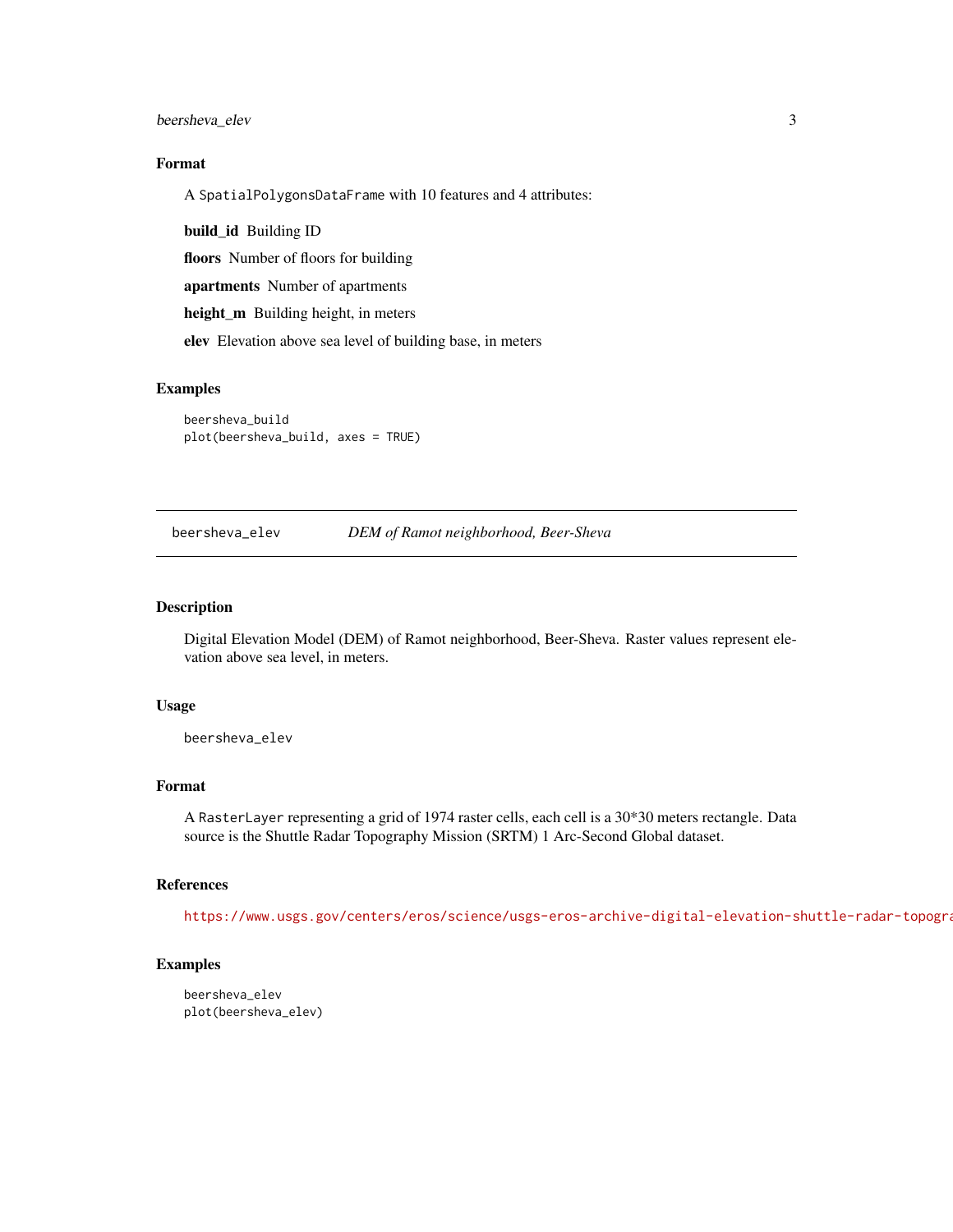### Format

A SpatialPolygonsDataFrame with 10 features and 4 attributes:

**build_id** Building ID

**floors** Number of floors for building

**apartments** Number of apartments

**height_m** Building height, in meters

**elev** Elevation above sea level of building base, in meters

### Examples

```
beersheva_build
plot(beersheva_build, axes = TRUE)
```

---

## beersheva_elev *DEM of Ramot neighborhood, Beer-Sheva*

### Description

Digital Elevation Model (DEM) of Ramot neighborhood, Beer-Sheva. Raster values represent elevation above sea level, in meters.

### Usage

```
beersheva_elev
```

### Format

A RasterLayer representing a grid of 1974 raster cells, each cell is a 30*30 meters rectangle. Data source is the Shuttle Radar Topography Mission (SRTM) 1 Arc-Second Global dataset.

### References

https://www.usgs.gov/centers/eros/science/usgs-eros-archive-digital-elevation-shuttle-radar-topogra

### Examples

```
beersheva_elev
plot(beersheva_elev)
```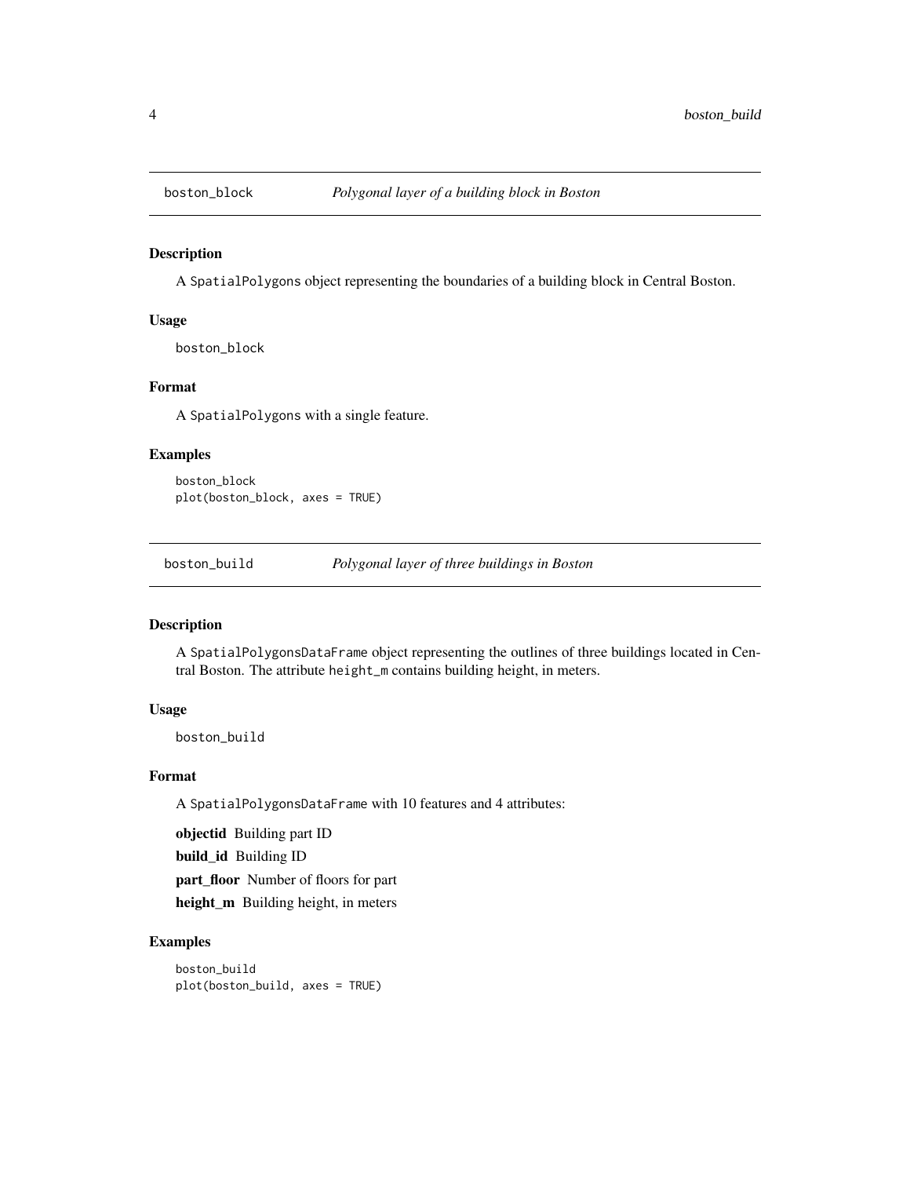## boston_block — *Polygonal layer of a building block in Boston*

### Description

A `SpatialPolygons` object representing the boundaries of a building block in Central Boston.

### Usage

```
boston_block
```

### Format

A `SpatialPolygons` with a single feature.

### Examples

```
boston_block
plot(boston_block, axes = TRUE)
```

## boston_build — *Polygonal layer of three buildings in Boston*

### Description

A `SpatialPolygonsDataFrame` object representing the outlines of three buildings located in Central Boston. The attribute `height_m` contains building height, in meters.

### Usage

```
boston_build
```

### Format

A `SpatialPolygonsDataFrame` with 10 features and 4 attributes:

**objectid** Building part ID

**build_id** Building ID

**part_floor** Number of floors for part

**height_m** Building height, in meters

### Examples

```
boston_build
plot(boston_build, axes = TRUE)
```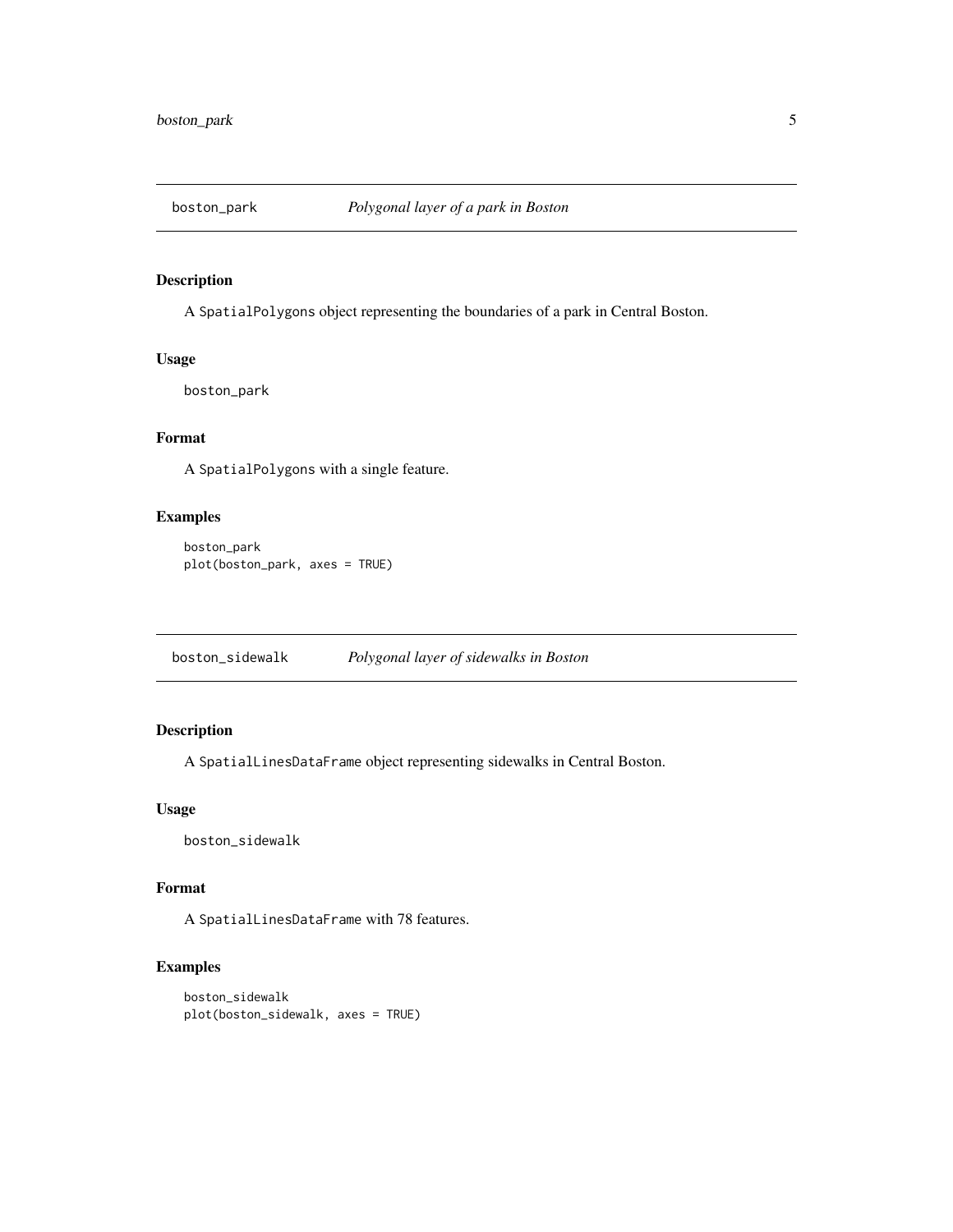## boston_park — *Polygonal layer of a park in Boston*

### Description

A SpatialPolygons object representing the boundaries of a park in Central Boston.

### Usage

```
boston_park
```

### Format

A SpatialPolygons with a single feature.

### Examples

```
boston_park
plot(boston_park, axes = TRUE)
```

## boston_sidewalk — *Polygonal layer of sidewalks in Boston*

### Description

A SpatialLinesDataFrame object representing sidewalks in Central Boston.

### Usage

```
boston_sidewalk
```

### Format

A SpatialLinesDataFrame with 78 features.

### Examples

```
boston_sidewalk
plot(boston_sidewalk, axes = TRUE)
```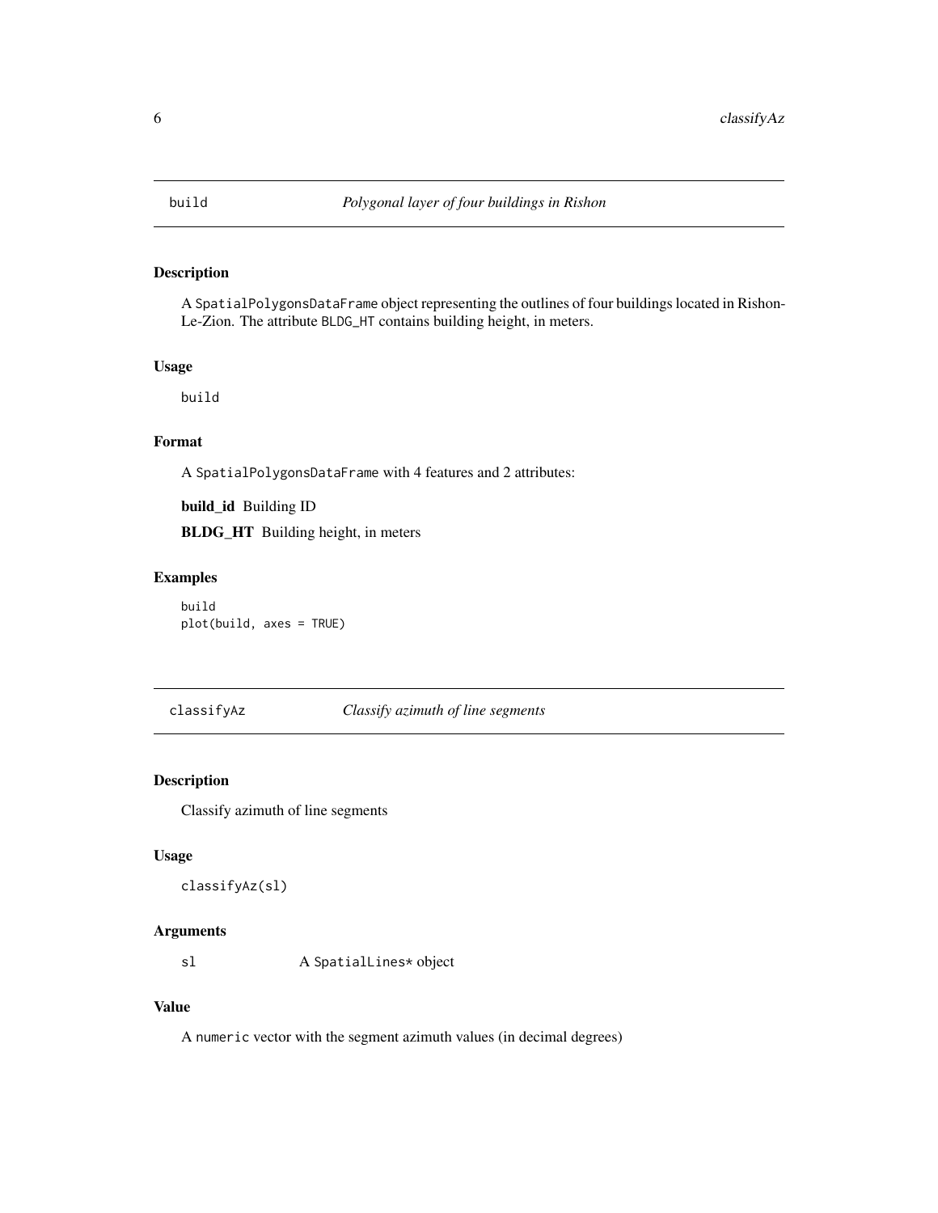## build — *Polygonal layer of four buildings in Rishon*

### Description

A `SpatialPolygonsDataFrame` object representing the outlines of four buildings located in Rishon-Le-Zion. The attribute `BLDG_HT` contains building height, in meters.

### Usage

```
build
```

### Format

A `SpatialPolygonsDataFrame` with 4 features and 2 attributes:

**build_id** Building ID

**BLDG_HT** Building height, in meters

### Examples

```
build
plot(build, axes = TRUE)
```

## classifyAz — *Classify azimuth of line segments*

### Description

Classify azimuth of line segments

### Usage

```
classifyAz(sl)
```

### Arguments

| | |
|---|---|
| `sl` | A `SpatialLines*` object |

### Value

A `numeric` vector with the segment azimuth values (in decimal degrees)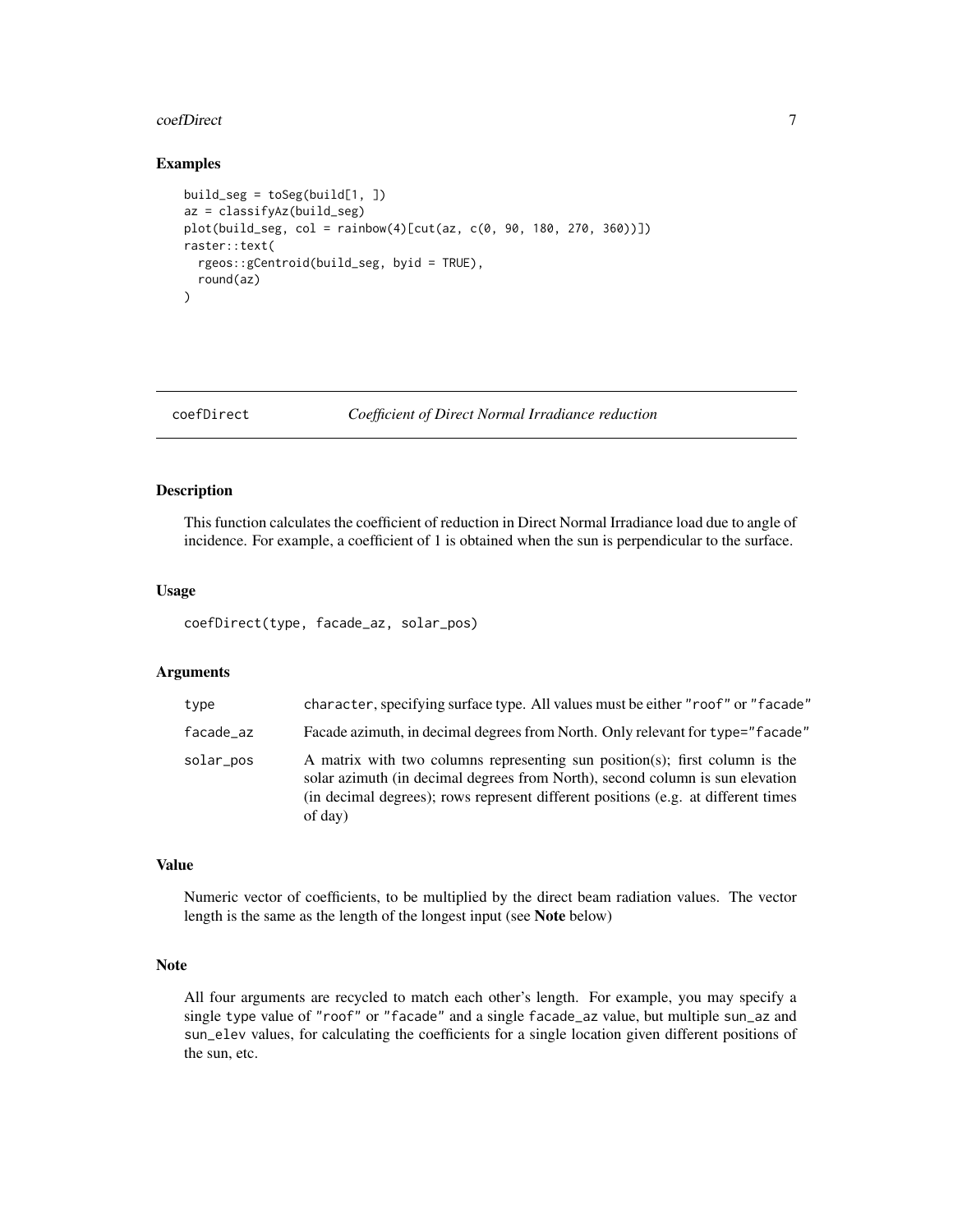### Examples

```
build_seg = toSeg(build[1, ])
az = classifyAz(build_seg)
plot(build_seg, col = rainbow(4)[cut(az, c(0, 90, 180, 270, 360))])
raster::text(
  rgeos::gCentroid(build_seg, byid = TRUE),
  round(az)
)
```

---

## coefDirect — *Coefficient of Direct Normal Irradiance reduction*

---

### Description

This function calculates the coefficient of reduction in Direct Normal Irradiance load due to angle of incidence. For example, a coefficient of 1 is obtained when the sun is perpendicular to the surface.

### Usage

```
coefDirect(type, facade_az, solar_pos)
```

### Arguments

| | |
|---|---|
| `type` | `character`, specifying surface type. All values must be either `"roof"` or `"facade"` |
| `facade_az` | Facade azimuth, in decimal degrees from North. Only relevant for `type="facade"` |
| `solar_pos` | A matrix with two columns representing sun position(s); first column is the solar azimuth (in decimal degrees from North), second column is sun elevation (in decimal degrees); rows represent different positions (e.g. at different times of day) |

### Value

Numeric vector of coefficients, to be multiplied by the direct beam radiation values. The vector length is the same as the length of the longest input (see **Note** below)

### Note

All four arguments are recycled to match each other's length. For example, you may specify a single `type` value of `"roof"` or `"facade"` and a single `facade_az` value, but multiple `sun_az` and `sun_elev` values, for calculating the coefficients for a single location given different positions of the sun, etc.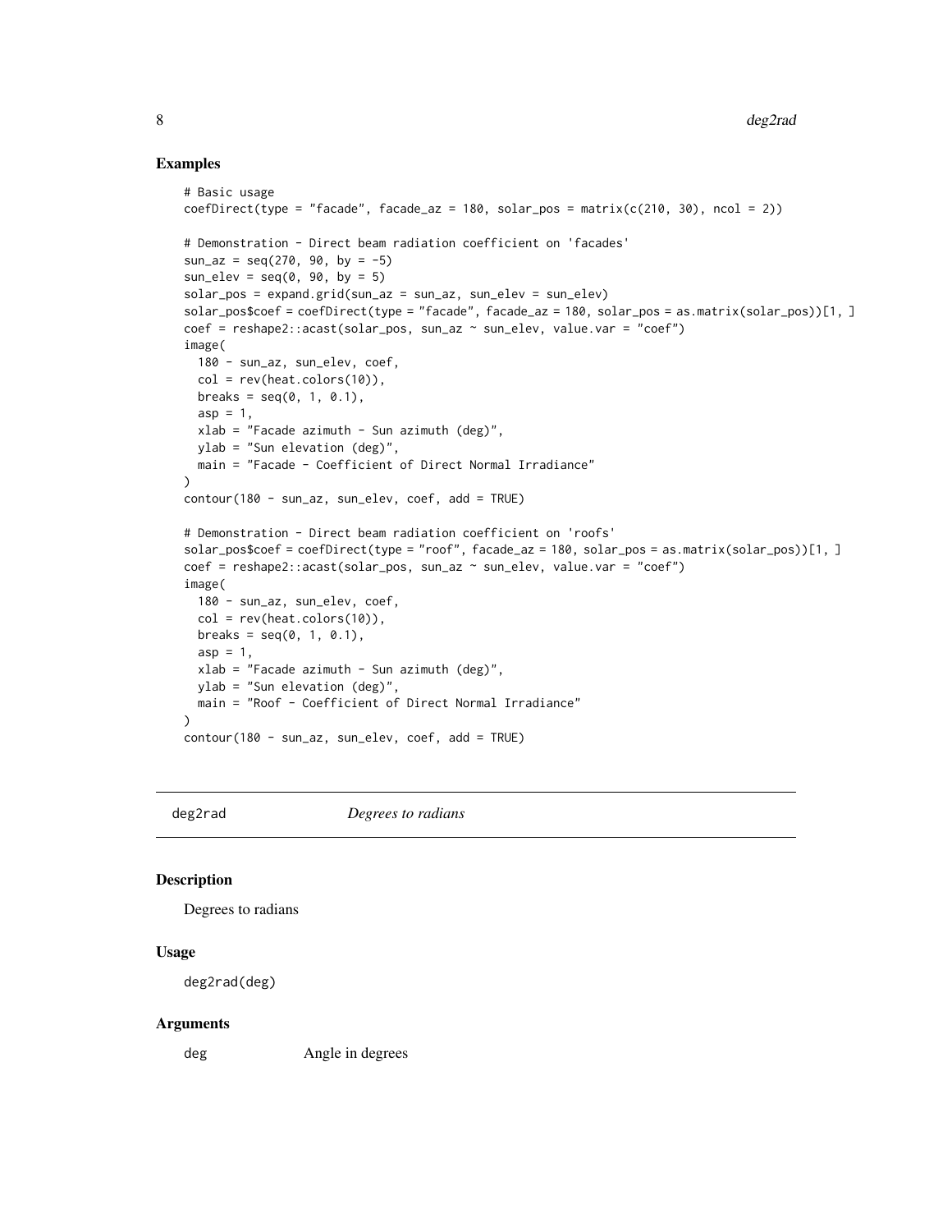## Examples

```
# Basic usage
coefDirect(type = "facade", facade_az = 180, solar_pos = matrix(c(210, 30), ncol = 2))

# Demonstration - Direct beam radiation coefficient on 'facades'
sun_az = seq(270, 90, by = -5)
sun_elev = seq(0, 90, by = 5)
solar_pos = expand.grid(sun_az = sun_az, sun_elev = sun_elev)
solar_pos$coef = coefDirect(type = "facade", facade_az = 180, solar_pos = as.matrix(solar_pos))[1, ]
coef = reshape2::acast(solar_pos, sun_az ~ sun_elev, value.var = "coef")
image(
  180 - sun_az, sun_elev, coef,
  col = rev(heat.colors(10)),
  breaks = seq(0, 1, 0.1),
  asp = 1,
  xlab = "Facade azimuth - Sun azimuth (deg)",
  ylab = "Sun elevation (deg)",
  main = "Facade - Coefficient of Direct Normal Irradiance"
)
contour(180 - sun_az, sun_elev, coef, add = TRUE)

# Demonstration - Direct beam radiation coefficient on 'roofs'
solar_pos$coef = coefDirect(type = "roof", facade_az = 180, solar_pos = as.matrix(solar_pos))[1, ]
coef = reshape2::acast(solar_pos, sun_az ~ sun_elev, value.var = "coef")
image(
  180 - sun_az, sun_elev, coef,
  col = rev(heat.colors(10)),
  breaks = seq(0, 1, 0.1),
  asp = 1,
  xlab = "Facade azimuth - Sun azimuth (deg)",
  ylab = "Sun elevation (deg)",
  main = "Roof - Coefficient of Direct Normal Irradiance"
)
contour(180 - sun_az, sun_elev, coef, add = TRUE)
```

---

## deg2rad *Degrees to radians*

---

### Description

Degrees to radians

### Usage

```
deg2rad(deg)
```

### Arguments

| | |
|---|---|
| deg | Angle in degrees |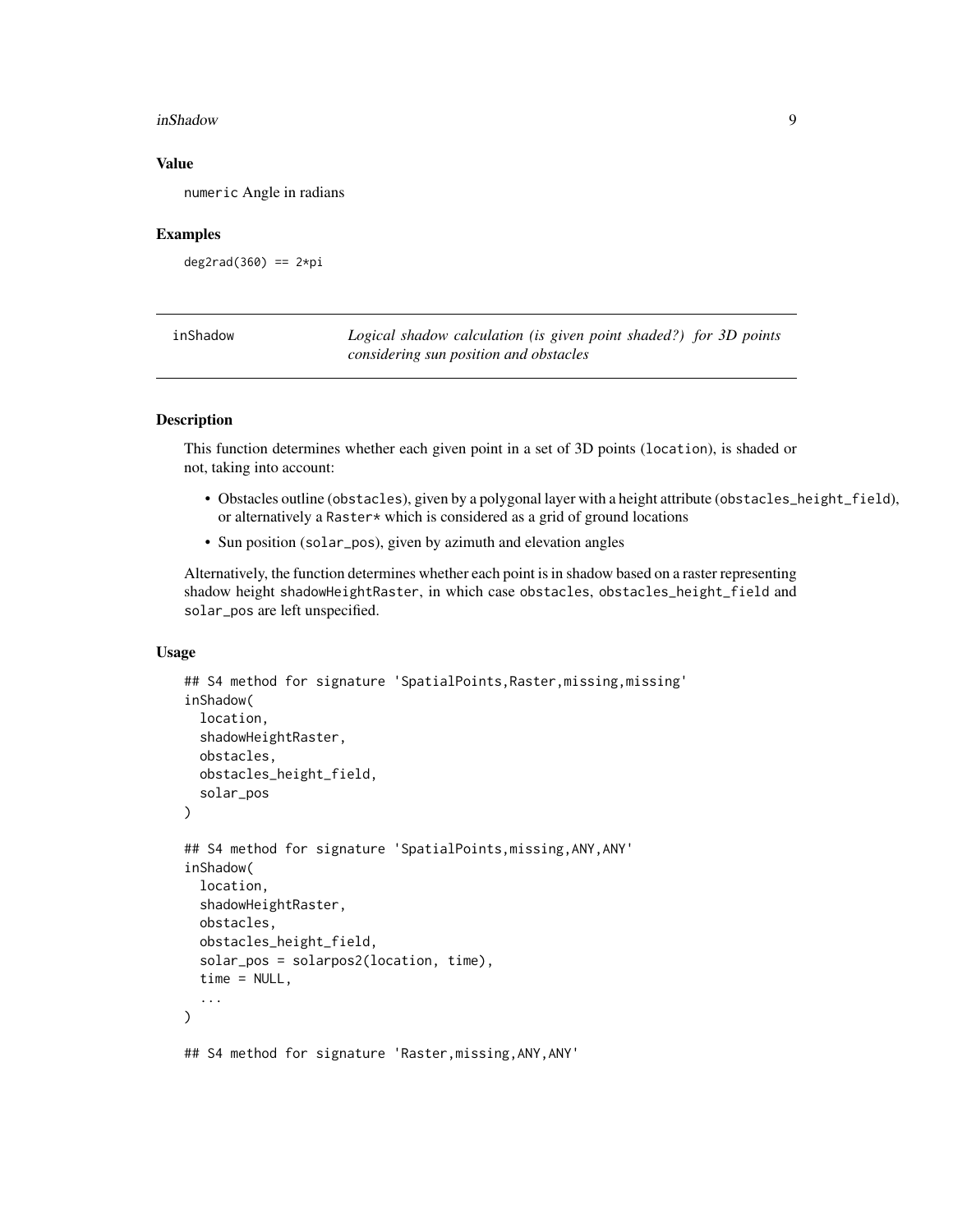## Value

`numeric` Angle in radians

## Examples

```
deg2rad(360) == 2*pi
```

---

## inShadow

*Logical shadow calculation (is given point shaded?) for 3D points considering sun position and obstacles*

---

### Description

This function determines whether each given point in a set of 3D points (`location`), is shaded or not, taking into account:

- Obstacles outline (`obstacles`), given by a polygonal layer with a height attribute (`obstacles_height_field`), or alternatively a `Raster*` which is considered as a grid of ground locations
- Sun position (`solar_pos`), given by azimuth and elevation angles

Alternatively, the function determines whether each point is in shadow based on a raster representing shadow height `shadowHeightRaster`, in which case `obstacles`, `obstacles_height_field` and `solar_pos` are left unspecified.

### Usage

```
## S4 method for signature 'SpatialPoints,Raster,missing,missing'
inShadow(
  location,
  shadowHeightRaster,
  obstacles,
  obstacles_height_field,
  solar_pos
)

## S4 method for signature 'SpatialPoints,missing,ANY,ANY'
inShadow(
  location,
  shadowHeightRaster,
  obstacles,
  obstacles_height_field,
  solar_pos = solarpos2(location, time),
  time = NULL,
  ...
)

## S4 method for signature 'Raster,missing,ANY,ANY'
```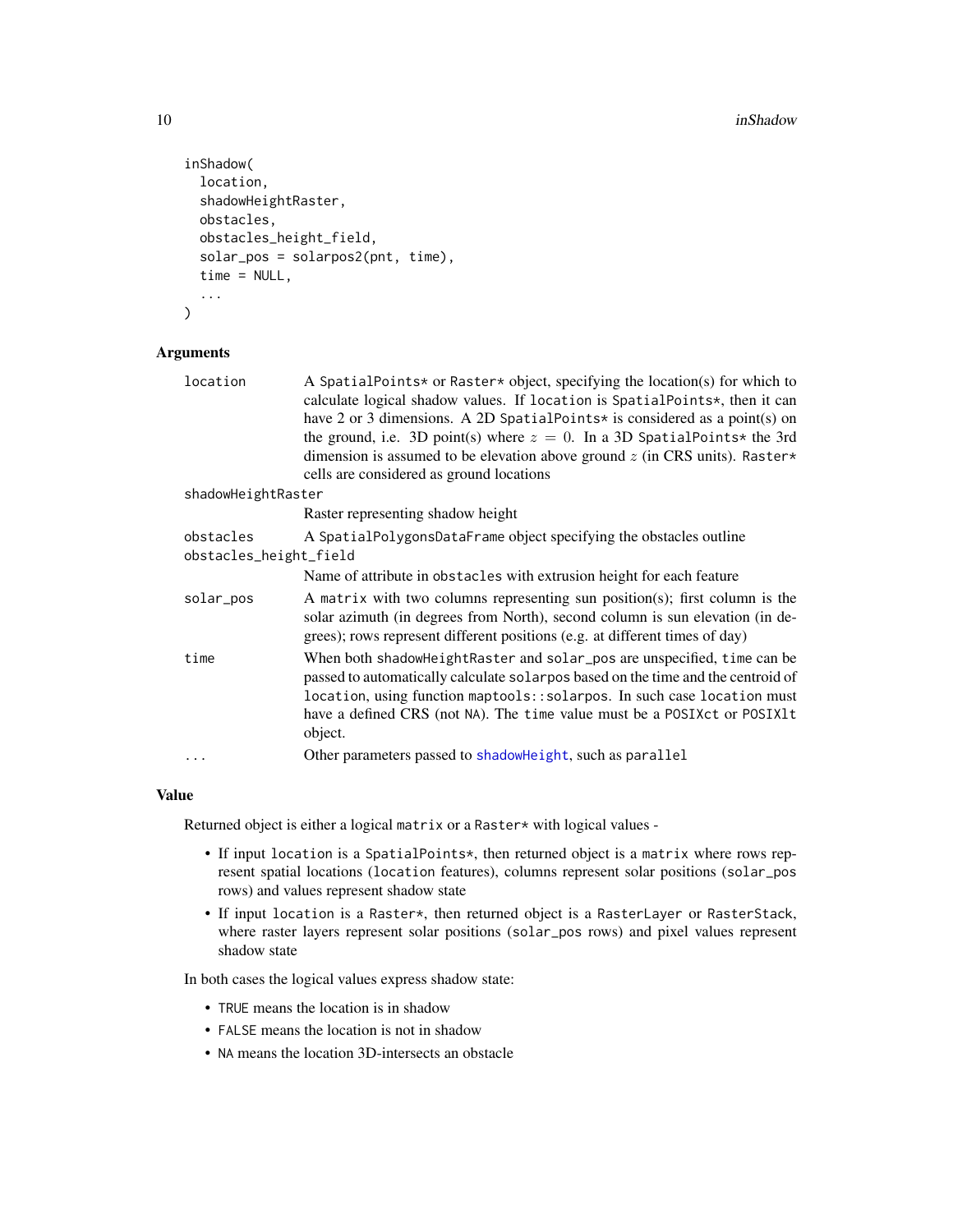```
inShadow(
  location,
  shadowHeightRaster,
  obstacles,
  obstacles_height_field,
  solar_pos = solarpos2(pnt, time),
  time = NULL,
  ...
)
```

## Arguments

| | |
|---|---|
| `location` | A `SpatialPoints*` or `Raster*` object, specifying the location(s) for which to calculate logical shadow values. If `location` is `SpatialPoints*`, then it can have 2 or 3 dimensions. A 2D `SpatialPoints*` is considered as a point(s) on the ground, i.e. 3D point(s) where $z = 0$. In a 3D `SpatialPoints*` the 3rd dimension is assumed to be elevation above ground $z$ (in CRS units). `Raster*` cells are considered as ground locations |
| `shadowHeightRaster` | Raster representing shadow height |
| `obstacles` | A `SpatialPolygonsDataFrame` object specifying the obstacles outline |
| `obstacles_height_field` | Name of attribute in `obstacles` with extrusion height for each feature |
| `solar_pos` | A `matrix` with two columns representing sun position(s); first column is the solar azimuth (in degrees from North), second column is sun elevation (in degrees); rows represent different positions (e.g. at different times of day) |
| `time` | When both `shadowHeightRaster` and `solar_pos` are unspecified, `time` can be passed to automatically calculate `solarpos` based on the time and the centroid of `location`, using function `maptools::solarpos`. In such case `location` must have a defined CRS (not `NA`). The `time` value must be a `POSIXct` or `POSIXlt` object. |
| `...` | Other parameters passed to `shadowHeight`, such as `parallel` |

## Value

Returned object is either a logical `matrix` or a `Raster*` with logical values -

- If input `location` is a `SpatialPoints*`, then returned object is a `matrix` where rows represent spatial locations (`location` features), columns represent solar positions (`solar_pos` rows) and values represent shadow state
- If input `location` is a `Raster*`, then returned object is a `RasterLayer` or `RasterStack`, where raster layers represent solar positions (`solar_pos` rows) and pixel values represent shadow state

In both cases the logical values express shadow state:

- `TRUE` means the location is in shadow
- `FALSE` means the location is not in shadow
- `NA` means the location 3D-intersects an obstacle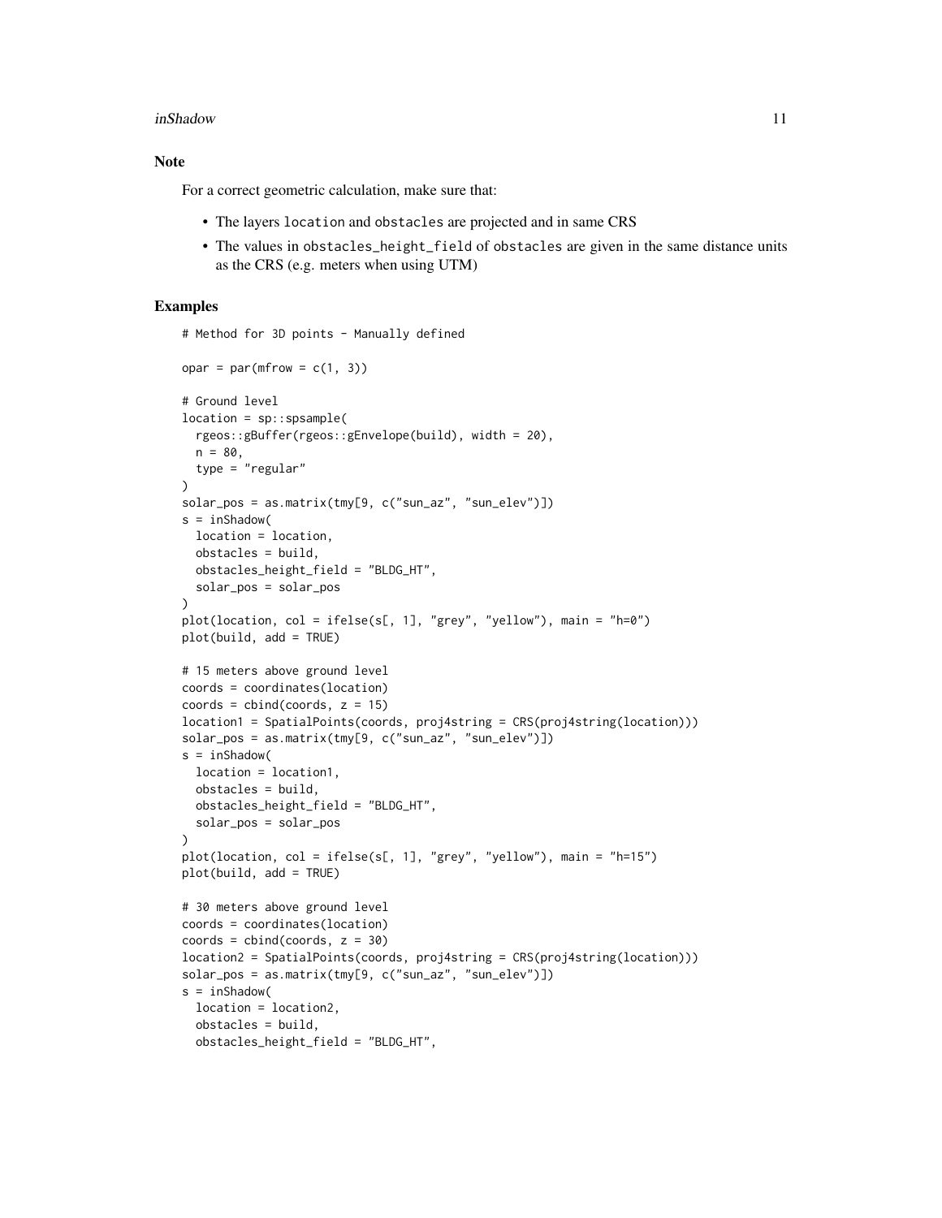### Note

For a correct geometric calculation, make sure that:

- The layers `location` and `obstacles` are projected and in same CRS
- The values in `obstacles_height_field` of `obstacles` are given in the same distance units as the CRS (e.g. meters when using UTM)

### Examples

```
# Method for 3D points - Manually defined

opar = par(mfrow = c(1, 3))

# Ground level
location = sp::spsample(
  rgeos::gBuffer(rgeos::gEnvelope(build), width = 20),
  n = 80,
  type = "regular"
)
solar_pos = as.matrix(tmy[9, c("sun_az", "sun_elev")])
s = inShadow(
  location = location,
  obstacles = build,
  obstacles_height_field = "BLDG_HT",
  solar_pos = solar_pos
)
plot(location, col = ifelse(s[, 1], "grey", "yellow"), main = "h=0")
plot(build, add = TRUE)

# 15 meters above ground level
coords = coordinates(location)
coords = cbind(coords, z = 15)
location1 = SpatialPoints(coords, proj4string = CRS(proj4string(location)))
solar_pos = as.matrix(tmy[9, c("sun_az", "sun_elev")])
s = inShadow(
  location = location1,
  obstacles = build,
  obstacles_height_field = "BLDG_HT",
  solar_pos = solar_pos
)
plot(location, col = ifelse(s[, 1], "grey", "yellow"), main = "h=15")
plot(build, add = TRUE)

# 30 meters above ground level
coords = coordinates(location)
coords = cbind(coords, z = 30)
location2 = SpatialPoints(coords, proj4string = CRS(proj4string(location)))
solar_pos = as.matrix(tmy[9, c("sun_az", "sun_elev")])
s = inShadow(
  location = location2,
  obstacles = build,
  obstacles_height_field = "BLDG_HT",
```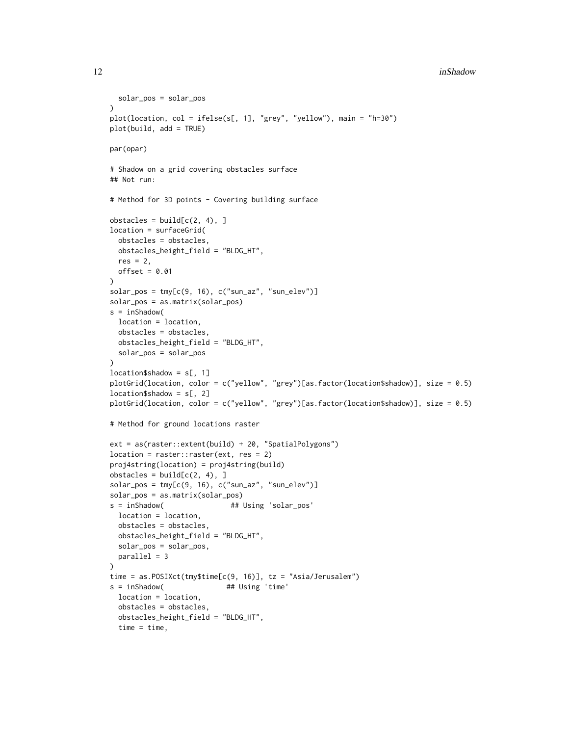```
  solar_pos = solar_pos
)
plot(location, col = ifelse(s[, 1], "grey", "yellow"), main = "h=30")
plot(build, add = TRUE)

par(opar)

# Shadow on a grid covering obstacles surface
## Not run:

# Method for 3D points - Covering building surface

obstacles = build[c(2, 4), ]
location = surfaceGrid(
  obstacles = obstacles,
  obstacles_height_field = "BLDG_HT",
  res = 2,
  offset = 0.01
)
solar_pos = tmy[c(9, 16), c("sun_az", "sun_elev")]
solar_pos = as.matrix(solar_pos)
s = inShadow(
  location = location,
  obstacles = obstacles,
  obstacles_height_field = "BLDG_HT",
  solar_pos = solar_pos
)
location$shadow = s[, 1]
plotGrid(location, color = c("yellow", "grey")[as.factor(location$shadow)], size = 0.5)
location$shadow = s[, 2]
plotGrid(location, color = c("yellow", "grey")[as.factor(location$shadow)], size = 0.5)

# Method for ground locations raster

ext = as(raster::extent(build) + 20, "SpatialPolygons")
location = raster::raster(ext, res = 2)
proj4string(location) = proj4string(build)
obstacles = build[c(2, 4), ]
solar_pos = tmy[c(9, 16), c("sun_az", "sun_elev")]
solar_pos = as.matrix(solar_pos)
s = inShadow(                ## Using 'solar_pos'
  location = location,
  obstacles = obstacles,
  obstacles_height_field = "BLDG_HT",
  solar_pos = solar_pos,
  parallel = 3
)
time = as.POSIXct(tmy$time[c(9, 16)], tz = "Asia/Jerusalem")
s = inShadow(               ## Using 'time'
  location = location,
  obstacles = obstacles,
  obstacles_height_field = "BLDG_HT",
  time = time,
```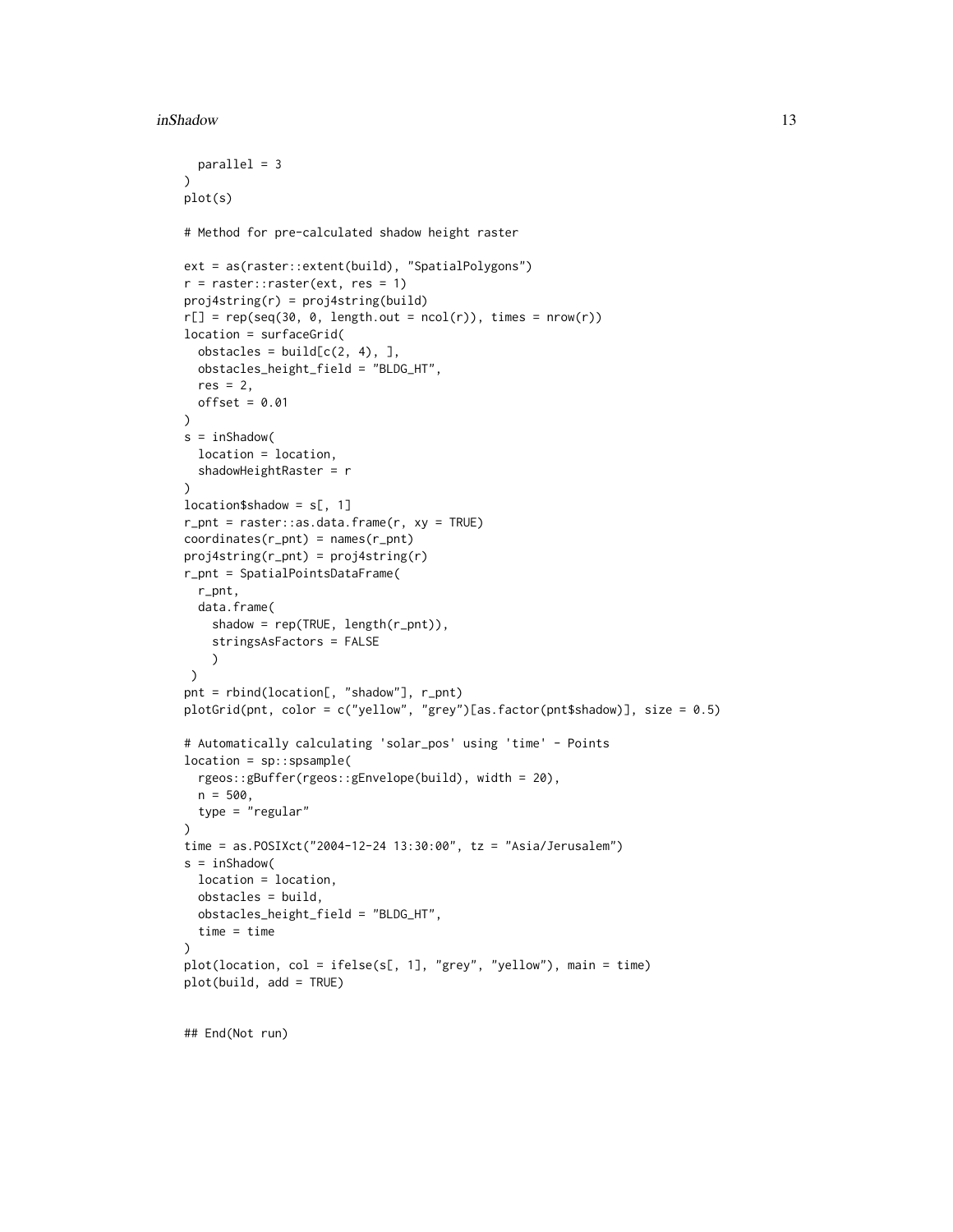```
  parallel = 3
)
plot(s)

# Method for pre-calculated shadow height raster

ext = as(raster::extent(build), "SpatialPolygons")
r = raster::raster(ext, res = 1)
proj4string(r) = proj4string(build)
r[] = rep(seq(30, 0, length.out = ncol(r)), times = nrow(r))
location = surfaceGrid(
  obstacles = build[c(2, 4), ],
  obstacles_height_field = "BLDG_HT",
  res = 2,
  offset = 0.01
)
s = inShadow(
  location = location,
  shadowHeightRaster = r
)
location$shadow = s[, 1]
r_pnt = raster::as.data.frame(r, xy = TRUE)
coordinates(r_pnt) = names(r_pnt)
proj4string(r_pnt) = proj4string(r)
r_pnt = SpatialPointsDataFrame(
  r_pnt,
  data.frame(
    shadow = rep(TRUE, length(r_pnt)),
    stringsAsFactors = FALSE
    )
 )
pnt = rbind(location[, "shadow"], r_pnt)
plotGrid(pnt, color = c("yellow", "grey")[as.factor(pnt$shadow)], size = 0.5)

# Automatically calculating 'solar_pos' using 'time' - Points
location = sp::spsample(
  rgeos::gBuffer(rgeos::gEnvelope(build), width = 20),
  n = 500,
  type = "regular"
)
time = as.POSIXct("2004-12-24 13:30:00", tz = "Asia/Jerusalem")
s = inShadow(
  location = location,
  obstacles = build,
  obstacles_height_field = "BLDG_HT",
  time = time
)
plot(location, col = ifelse(s[, 1], "grey", "yellow"), main = time)
plot(build, add = TRUE)


## End(Not run)
```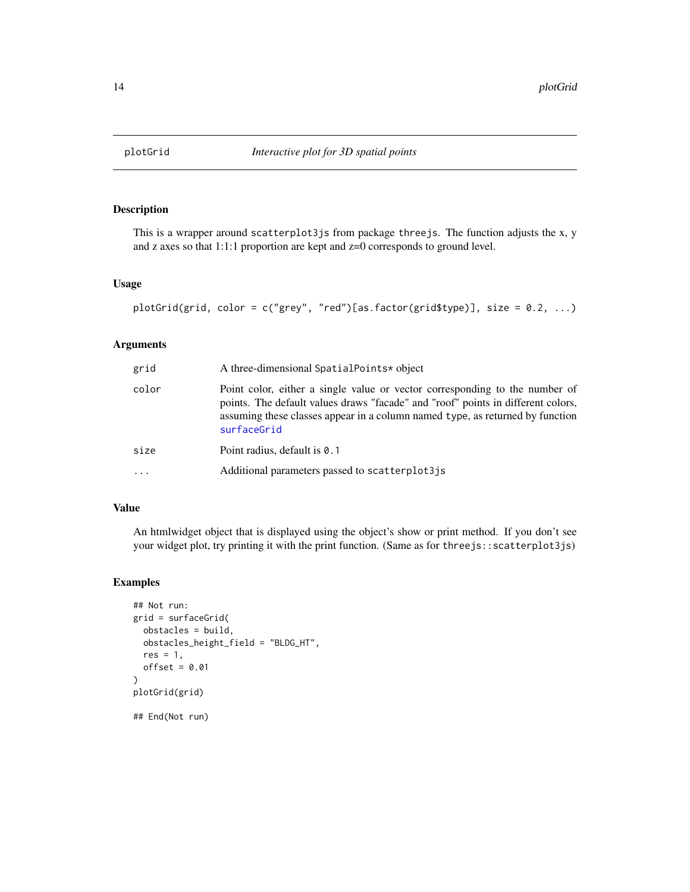## plotGrid — *Interactive plot for 3D spatial points*

### Description

This is a wrapper around `scatterplot3js` from package `threejs`. The function adjusts the x, y and z axes so that 1:1:1 proportion are kept and z=0 corresponds to ground level.

### Usage

```
plotGrid(grid, color = c("grey", "red")[as.factor(grid$type)], size = 0.2, ...)
```

### Arguments

| | |
|---|---|
| `grid` | A three-dimensional `SpatialPoints*` object |
| `color` | Point color, either a single value or vector corresponding to the number of points. The default values draws "facade" and "roof" points in different colors, assuming these classes appear in a column named `type`, as returned by function `surfaceGrid` |
| `size` | Point radius, default is `0.1` |
| `...` | Additional parameters passed to `scatterplot3js` |

### Value

An htmlwidget object that is displayed using the object's show or print method. If you don't see your widget plot, try printing it with the print function. (Same as for `threejs::scatterplot3js`)

### Examples

```
## Not run:
grid = surfaceGrid(
  obstacles = build,
  obstacles_height_field = "BLDG_HT",
  res = 1,
  offset = 0.01
)
plotGrid(grid)

## End(Not run)
```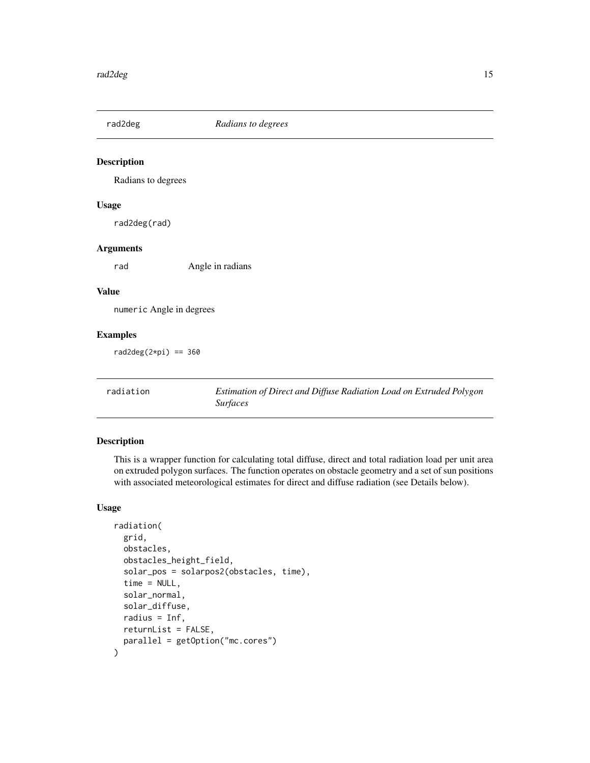## rad2deg — *Radians to degrees*

### Description

Radians to degrees

### Usage

```
rad2deg(rad)
```

### Arguments

| | |
|---|---|
| rad | Angle in radians |

### Value

`numeric` Angle in degrees

### Examples

```
rad2deg(2*pi) == 360
```

## radiation — *Estimation of Direct and Diffuse Radiation Load on Extruded Polygon Surfaces*

### Description

This is a wrapper function for calculating total diffuse, direct and total radiation load per unit area on extruded polygon surfaces. The function operates on obstacle geometry and a set of sun positions with associated meteorological estimates for direct and diffuse radiation (see Details below).

### Usage

```
radiation(
  grid,
  obstacles,
  obstacles_height_field,
  solar_pos = solarpos2(obstacles, time),
  time = NULL,
  solar_normal,
  solar_diffuse,
  radius = Inf,
  returnList = FALSE,
  parallel = getOption("mc.cores")
)
```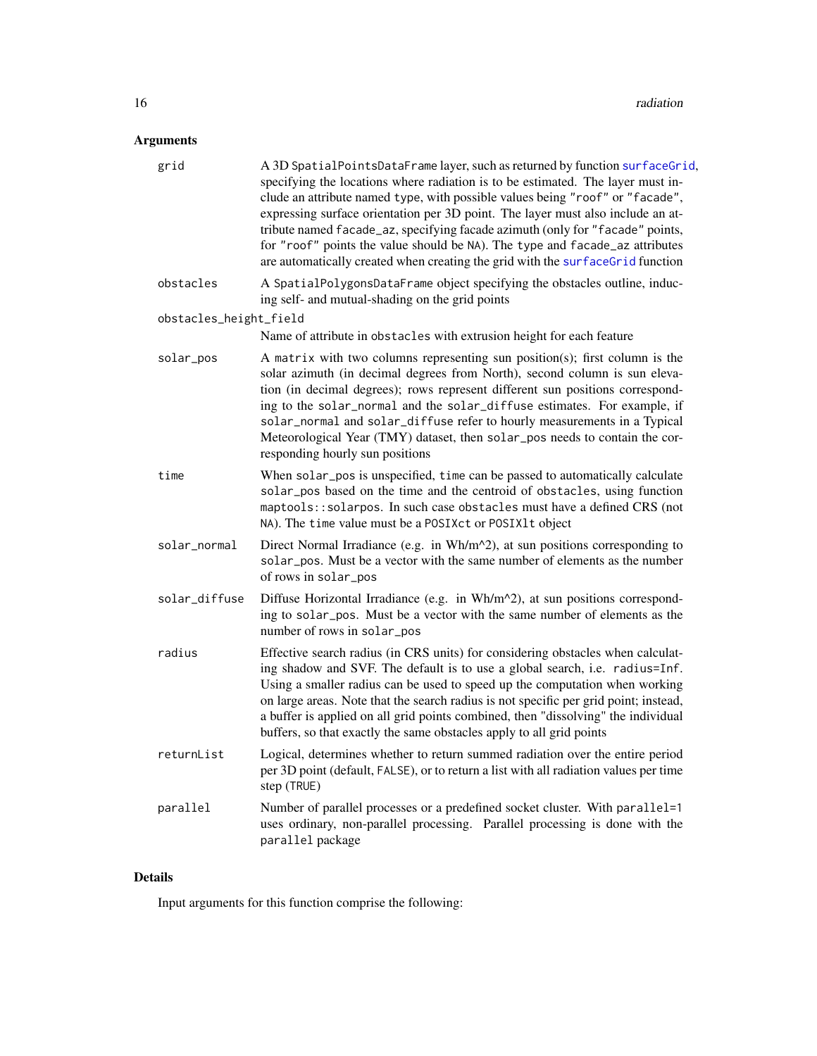## Arguments

| Argument | Description |
|---|---|
| `grid` | A 3D `SpatialPointsDataFrame` layer, such as returned by function `surfaceGrid`, specifying the locations where radiation is to be estimated. The layer must include an attribute named `type`, with possible values being `"roof"` or `"facade"`, expressing surface orientation per 3D point. The layer must also include an attribute named `facade_az`, specifying facade azimuth (only for `"facade"` points, for `"roof"` points the value should be `NA`). The `type` and `facade_az` attributes are automatically created when creating the grid with the `surfaceGrid` function |
| `obstacles` | A `SpatialPolygonsDataFrame` object specifying the obstacles outline, inducing self- and mutual-shading on the grid points |
| `obstacles_height_field` | Name of attribute in `obstacles` with extrusion height for each feature |
| `solar_pos` | A `matrix` with two columns representing sun position(s); first column is the solar azimuth (in decimal degrees from North), second column is sun elevation (in decimal degrees); rows represent different sun positions corresponding to the `solar_normal` and the `solar_diffuse` estimates. For example, if `solar_normal` and `solar_diffuse` refer to hourly measurements in a Typical Meteorological Year (TMY) dataset, then `solar_pos` needs to contain the corresponding hourly sun positions |
| `time` | When `solar_pos` is unspecified, `time` can be passed to automatically calculate `solar_pos` based on the time and the centroid of `obstacles`, using function `maptools::solarpos`. In such case `obstacles` must have a defined CRS (not `NA`). The `time` value must be a `POSIXct` or `POSIXlt` object |
| `solar_normal` | Direct Normal Irradiance (e.g. in Wh/m^2), at sun positions corresponding to `solar_pos`. Must be a vector with the same number of elements as the number of rows in `solar_pos` |
| `solar_diffuse` | Diffuse Horizontal Irradiance (e.g. in Wh/m^2), at sun positions corresponding to `solar_pos`. Must be a vector with the same number of elements as the number of rows in `solar_pos` |
| `radius` | Effective search radius (in CRS units) for considering obstacles when calculating shadow and SVF. The default is to use a global search, i.e. `radius=Inf`. Using a smaller radius can be used to speed up the computation when working on large areas. Note that the search radius is not specific per grid point; instead, a buffer is applied on all grid points combined, then "dissolving" the individual buffers, so that exactly the same obstacles apply to all grid points |
| `returnList` | Logical, determines whether to return summed radiation over the entire period per 3D point (default, `FALSE`), or to return a list with all radiation values per time step (`TRUE`) |
| `parallel` | Number of parallel processes or a predefined socket cluster. With `parallel=1` uses ordinary, non-parallel processing. Parallel processing is done with the `parallel` package |

## Details

Input arguments for this function comprise the following: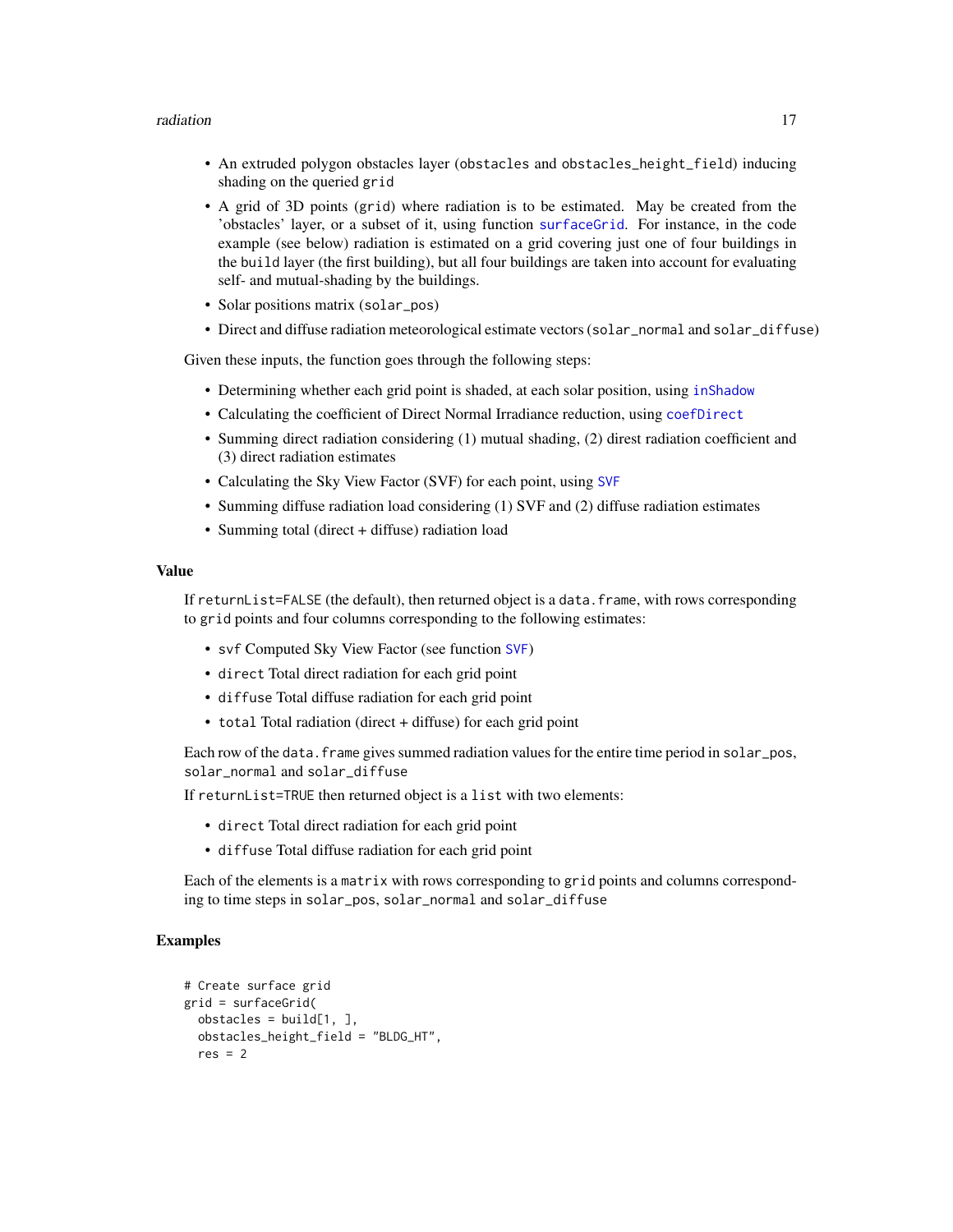- An extruded polygon obstacles layer (`obstacles` and `obstacles_height_field`) inducing shading on the queried `grid`
- A grid of 3D points (`grid`) where radiation is to be estimated. May be created from the 'obstacles' layer, or a subset of it, using function `surfaceGrid`. For instance, in the code example (see below) radiation is estimated on a grid covering just one of four buildings in the `build` layer (the first building), but all four buildings are taken into account for evaluating self- and mutual-shading by the buildings.
- Solar positions matrix (`solar_pos`)
- Direct and diffuse radiation meteorological estimate vectors (`solar_normal` and `solar_diffuse`)

Given these inputs, the function goes through the following steps:

- Determining whether each grid point is shaded, at each solar position, using `inShadow`
- Calculating the coefficient of Direct Normal Irradiance reduction, using `coefDirect`
- Summing direct radiation considering (1) mutual shading, (2) direst radiation coefficient and (3) direct radiation estimates
- Calculating the Sky View Factor (SVF) for each point, using `SVF`
- Summing diffuse radiation load considering (1) SVF and (2) diffuse radiation estimates
- Summing total (direct + diffuse) radiation load

## Value

If `returnList=FALSE` (the default), then returned object is a `data.frame`, with rows corresponding to `grid` points and four columns corresponding to the following estimates:

- `svf` Computed Sky View Factor (see function `SVF`)
- `direct` Total direct radiation for each grid point
- `diffuse` Total diffuse radiation for each grid point
- `total` Total radiation (direct + diffuse) for each grid point

Each row of the `data.frame` gives summed radiation values for the entire time period in `solar_pos`, `solar_normal` and `solar_diffuse`

If `returnList=TRUE` then returned object is a `list` with two elements:

- `direct` Total direct radiation for each grid point
- `diffuse` Total diffuse radiation for each grid point

Each of the elements is a `matrix` with rows corresponding to `grid` points and columns corresponding to time steps in `solar_pos`, `solar_normal` and `solar_diffuse`

## Examples

```
# Create surface grid
grid = surfaceGrid(
  obstacles = build[1, ],
  obstacles_height_field = "BLDG_HT",
  res = 2
```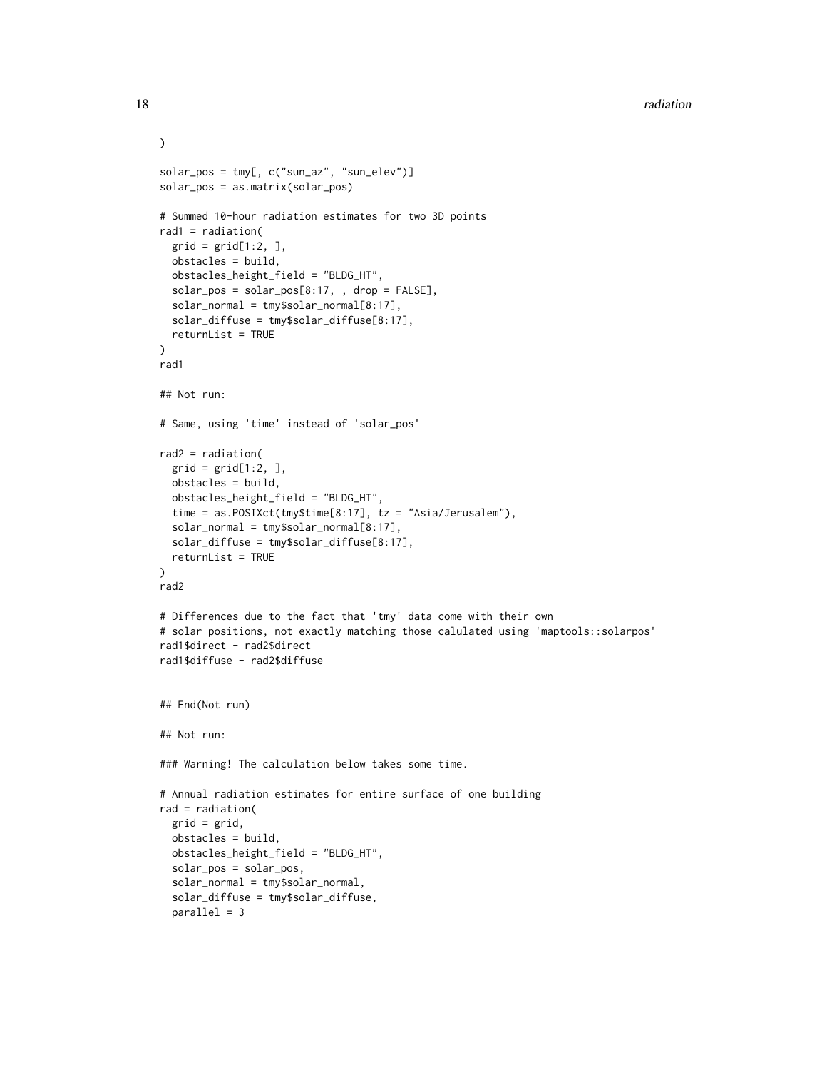```
)

solar_pos = tmy[, c("sun_az", "sun_elev")]
solar_pos = as.matrix(solar_pos)

# Summed 10-hour radiation estimates for two 3D points
rad1 = radiation(
  grid = grid[1:2, ],
  obstacles = build,
  obstacles_height_field = "BLDG_HT",
  solar_pos = solar_pos[8:17, , drop = FALSE],
  solar_normal = tmy$solar_normal[8:17],
  solar_diffuse = tmy$solar_diffuse[8:17],
  returnList = TRUE
)
rad1

## Not run:

# Same, using 'time' instead of 'solar_pos'

rad2 = radiation(
  grid = grid[1:2, ],
  obstacles = build,
  obstacles_height_field = "BLDG_HT",
  time = as.POSIXct(tmy$time[8:17], tz = "Asia/Jerusalem"),
  solar_normal = tmy$solar_normal[8:17],
  solar_diffuse = tmy$solar_diffuse[8:17],
  returnList = TRUE
)
rad2

# Differences due to the fact that 'tmy' data come with their own
# solar positions, not exactly matching those calulated using 'maptools::solarpos'
rad1$direct - rad2$direct
rad1$diffuse - rad2$diffuse


## End(Not run)

## Not run:

### Warning! The calculation below takes some time.

# Annual radiation estimates for entire surface of one building
rad = radiation(
  grid = grid,
  obstacles = build,
  obstacles_height_field = "BLDG_HT",
  solar_pos = solar_pos,
  solar_normal = tmy$solar_normal,
  solar_diffuse = tmy$solar_diffuse,
  parallel = 3
```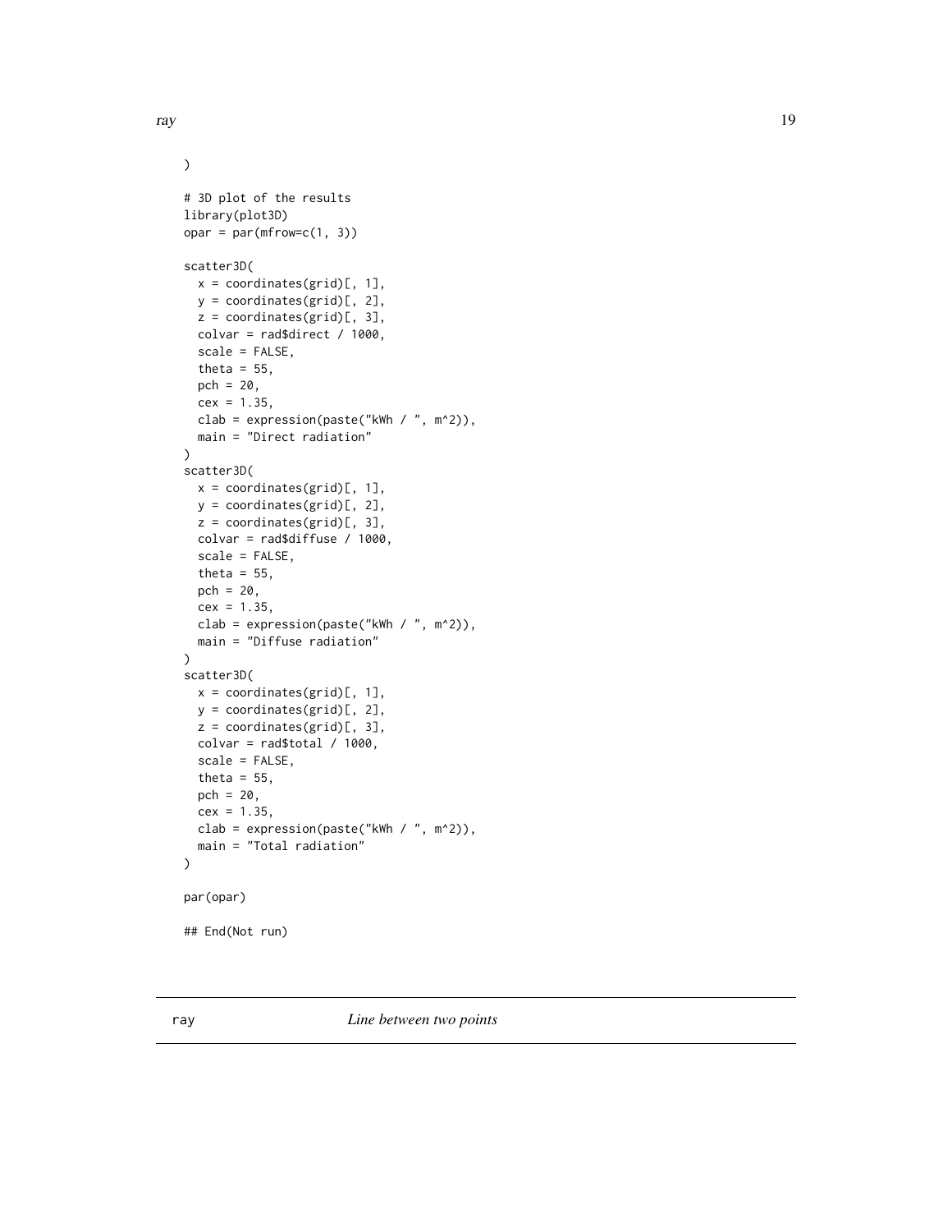```
)

# 3D plot of the results
library(plot3D)
opar = par(mfrow=c(1, 3))

scatter3D(
  x = coordinates(grid)[, 1],
  y = coordinates(grid)[, 2],
  z = coordinates(grid)[, 3],
  colvar = rad$direct / 1000,
  scale = FALSE,
  theta = 55,
  pch = 20,
  cex = 1.35,
  clab = expression(paste("kWh / ", m^2)),
  main = "Direct radiation"
)
scatter3D(
  x = coordinates(grid)[, 1],
  y = coordinates(grid)[, 2],
  z = coordinates(grid)[, 3],
  colvar = rad$diffuse / 1000,
  scale = FALSE,
  theta = 55,
  pch = 20,
  cex = 1.35,
  clab = expression(paste("kWh / ", m^2)),
  main = "Diffuse radiation"
)
scatter3D(
  x = coordinates(grid)[, 1],
  y = coordinates(grid)[, 2],
  z = coordinates(grid)[, 3],
  colvar = rad$total / 1000,
  scale = FALSE,
  theta = 55,
  pch = 20,
  cex = 1.35,
  clab = expression(paste("kWh / ", m^2)),
  main = "Total radiation"
)

par(opar)

## End(Not run)
```

## ray — *Line between two points*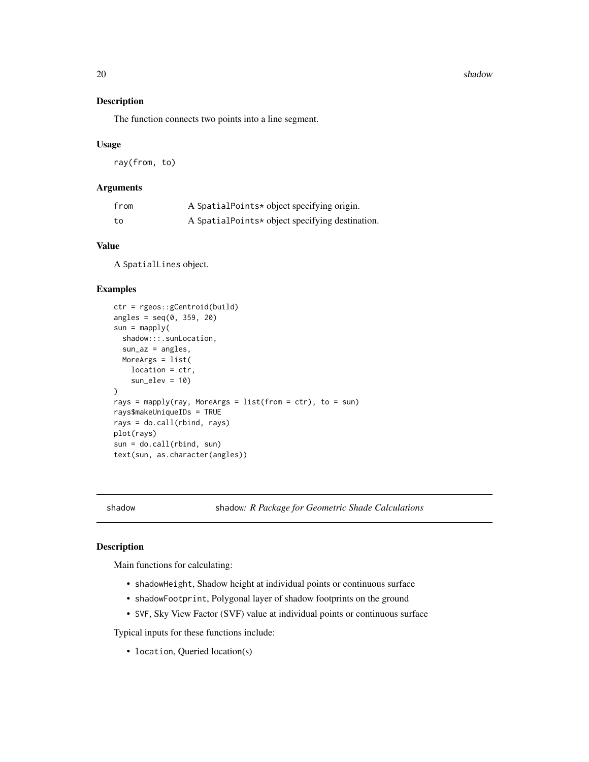### Description

The function connects two points into a line segment.

### Usage

```
ray(from, to)
```

### Arguments

| | |
|---|---|
| from | A SpatialPoints* object specifying origin. |
| to | A SpatialPoints* object specifying destination. |

### Value

A SpatialLines object.

### Examples

```
ctr = rgeos::gCentroid(build)
angles = seq(0, 359, 20)
sun = mapply(
  shadow:::.sunLocation,
  sun_az = angles,
  MoreArgs = list(
    location = ctr,
    sun_elev = 10)
)
rays = mapply(ray, MoreArgs = list(from = ctr), to = sun)
rays$makeUniqueIDs = TRUE
rays = do.call(rbind, rays)
plot(rays)
sun = do.call(rbind, sun)
text(sun, as.character(angles))
```

---

## shadow — shadow: *R Package for Geometric Shade Calculations*

### Description

Main functions for calculating:

- shadowHeight, Shadow height at individual points or continuous surface
- shadowFootprint, Polygonal layer of shadow footprints on the ground
- SVF, Sky View Factor (SVF) value at individual points or continuous surface

Typical inputs for these functions include:

- location, Queried location(s)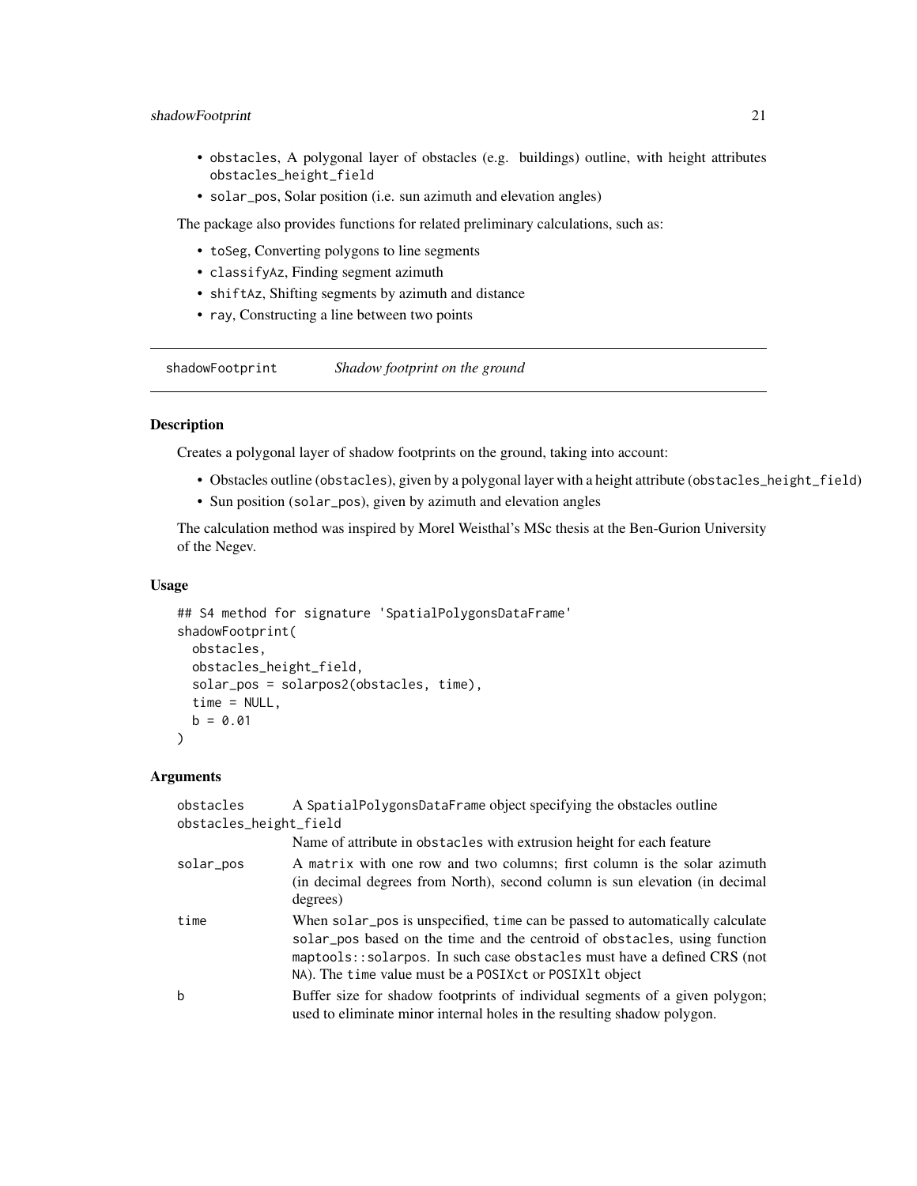- obstacles, A polygonal layer of obstacles (e.g. buildings) outline, with height attributes obstacles_height_field
- solar_pos, Solar position (i.e. sun azimuth and elevation angles)

The package also provides functions for related preliminary calculations, such as:

- toSeg, Converting polygons to line segments
- classifyAz, Finding segment azimuth
- shiftAz, Shifting segments by azimuth and distance
- ray, Constructing a line between two points

## shadowFootprint *Shadow footprint on the ground*

### Description

Creates a polygonal layer of shadow footprints on the ground, taking into account:

- Obstacles outline (obstacles), given by a polygonal layer with a height attribute (obstacles_height_field)
- Sun position (solar_pos), given by azimuth and elevation angles

The calculation method was inspired by Morel Weisthal's MSc thesis at the Ben-Gurion University of the Negev.

### Usage

```
## S4 method for signature 'SpatialPolygonsDataFrame'
shadowFootprint(
  obstacles,
  obstacles_height_field,
  solar_pos = solarpos2(obstacles, time),
  time = NULL,
  b = 0.01
)
```

### Arguments

| | |
|---|---|
| obstacles | A SpatialPolygonsDataFrame object specifying the obstacles outline |
| obstacles_height_field | Name of attribute in obstacles with extrusion height for each feature |
| solar_pos | A matrix with one row and two columns; first column is the solar azimuth (in decimal degrees from North), second column is sun elevation (in decimal degrees) |
| time | When solar_pos is unspecified, time can be passed to automatically calculate solar_pos based on the time and the centroid of obstacles, using function maptools::solarpos. In such case obstacles must have a defined CRS (not NA). The time value must be a POSIXct or POSIXlt object |
| b | Buffer size for shadow footprints of individual segments of a given polygon; used to eliminate minor internal holes in the resulting shadow polygon. |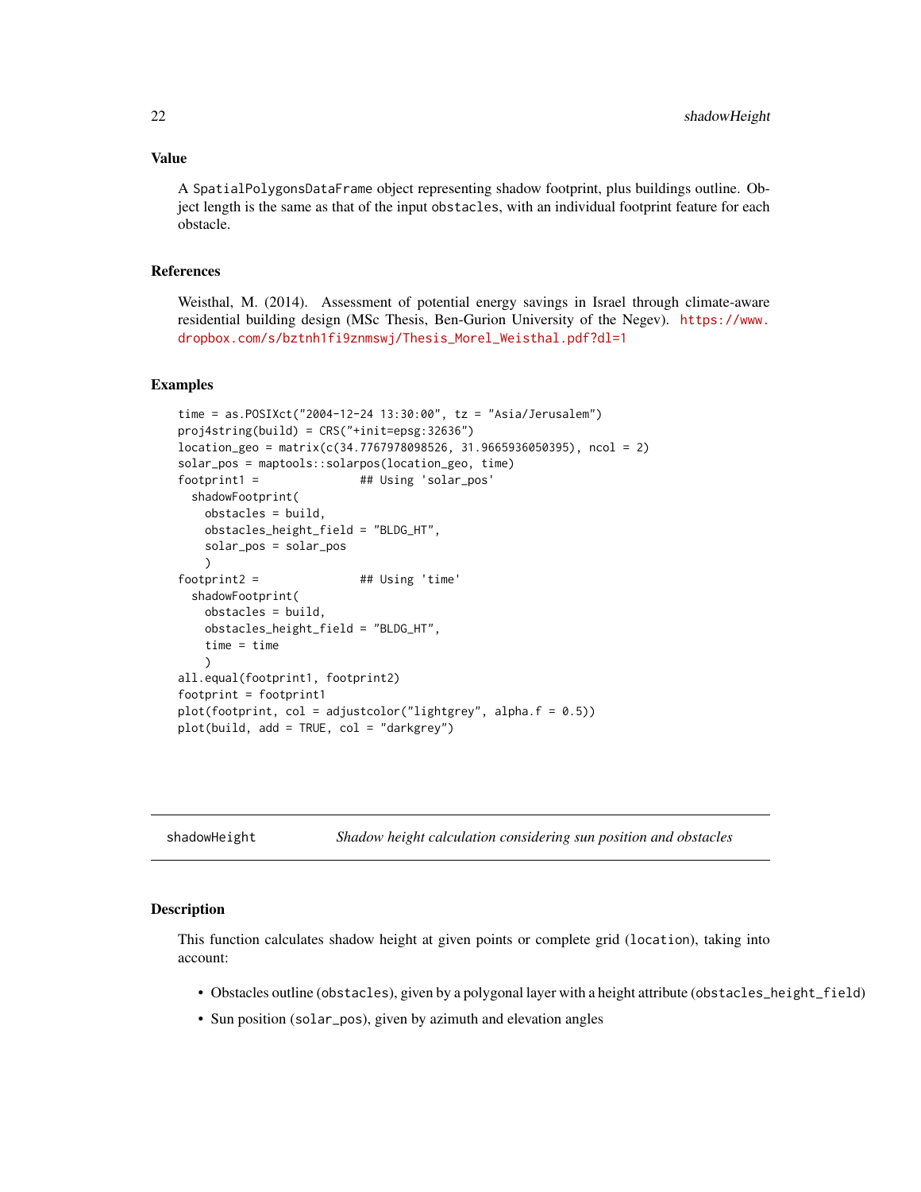## Value

A `SpatialPolygonsDataFrame` object representing shadow footprint, plus buildings outline. Object length is the same as that of the input `obstacles`, with an individual footprint feature for each obstacle.

## References

Weisthal, M. (2014). Assessment of potential energy savings in Israel through climate-aware residential building design (MSc Thesis, Ben-Gurion University of the Negev). https://www.dropbox.com/s/bztnh1fi9znmswj/Thesis_Morel_Weisthal.pdf?dl=1

## Examples

```
time = as.POSIXct("2004-12-24 13:30:00", tz = "Asia/Jerusalem")
proj4string(build) = CRS("+init=epsg:32636")
location_geo = matrix(c(34.7767978098526, 31.9665936050395), ncol = 2)
solar_pos = maptools::solarpos(location_geo, time)
footprint1 =              ## Using 'solar_pos'
  shadowFootprint(
    obstacles = build,
    obstacles_height_field = "BLDG_HT",
    solar_pos = solar_pos
    )
footprint2 =              ## Using 'time'
  shadowFootprint(
    obstacles = build,
    obstacles_height_field = "BLDG_HT",
    time = time
    )
all.equal(footprint1, footprint2)
footprint = footprint1
plot(footprint, col = adjustcolor("lightgrey", alpha.f = 0.5))
plot(build, add = TRUE, col = "darkgrey")
```

---

# shadowHeight — *Shadow height calculation considering sun position and obstacles*

## Description

This function calculates shadow height at given points or complete grid (`location`), taking into account:

- Obstacles outline (`obstacles`), given by a polygonal layer with a height attribute (`obstacles_height_field`)
- Sun position (`solar_pos`), given by azimuth and elevation angles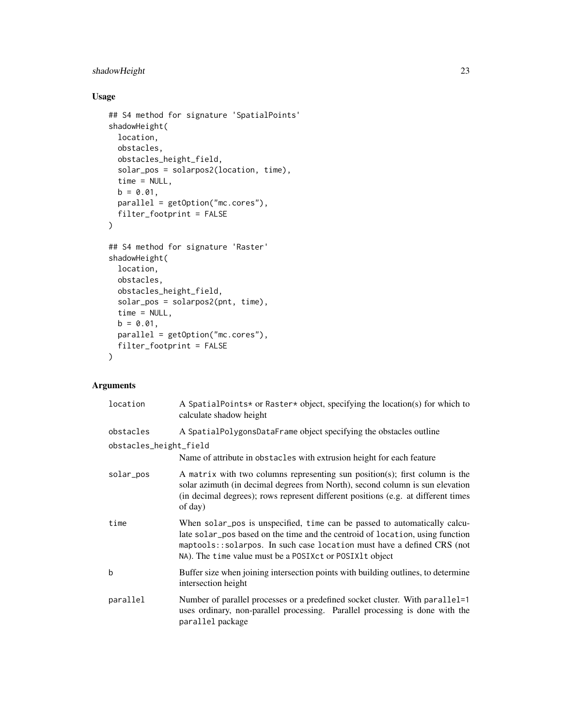## Usage

```
## S4 method for signature 'SpatialPoints'
shadowHeight(
  location,
  obstacles,
  obstacles_height_field,
  solar_pos = solarpos2(location, time),
  time = NULL,
  b = 0.01,
  parallel = getOption("mc.cores"),
  filter_footprint = FALSE
)

## S4 method for signature 'Raster'
shadowHeight(
  location,
  obstacles,
  obstacles_height_field,
  solar_pos = solarpos2(pnt, time),
  time = NULL,
  b = 0.01,
  parallel = getOption("mc.cores"),
  filter_footprint = FALSE
)
```

## Arguments

| | |
|---|---|
| `location` | A `SpatialPoints*` or `Raster*` object, specifying the location(s) for which to calculate shadow height |
| `obstacles` | A `SpatialPolygonsDataFrame` object specifying the obstacles outline |
| `obstacles_height_field` | Name of attribute in `obstacles` with extrusion height for each feature |
| `solar_pos` | A `matrix` with two columns representing sun position(s); first column is the solar azimuth (in decimal degrees from North), second column is sun elevation (in decimal degrees); rows represent different positions (e.g. at different times of day) |
| `time` | When `solar_pos` is unspecified, `time` can be passed to automatically calculate `solar_pos` based on the time and the centroid of `location`, using function `maptools::solarpos`. In such case `location` must have a defined CRS (not `NA`). The `time` value must be a `POSIXct` or `POSIXlt` object |
| `b` | Buffer size when joining intersection points with building outlines, to determine intersection height |
| `parallel` | Number of parallel processes or a predefined socket cluster. With `parallel=1` uses ordinary, non-parallel processing. Parallel processing is done with the `parallel` package |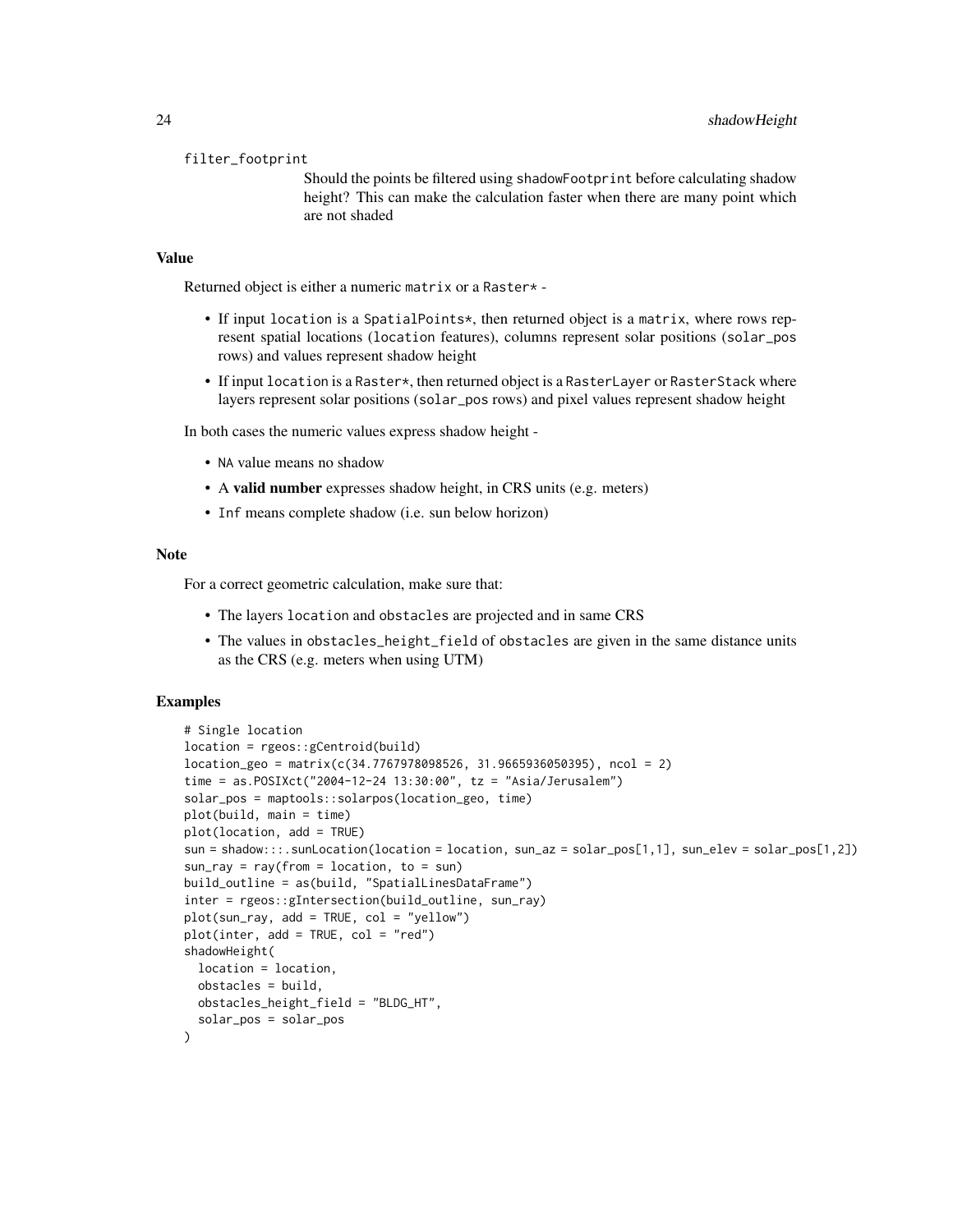`filter_footprint`
: Should the points be filtered using `shadowFootprint` before calculating shadow height? This can make the calculation faster when there are many point which are not shaded

## Value

Returned object is either a numeric `matrix` or a `Raster*` -

- If input `location` is a `SpatialPoints*`, then returned object is a `matrix`, where rows represent spatial locations (`location` features), columns represent solar positions (`solar_pos` rows) and values represent shadow height
- If input `location` is a `Raster*`, then returned object is a `RasterLayer` or `RasterStack` where layers represent solar positions (`solar_pos` rows) and pixel values represent shadow height

In both cases the numeric values express shadow height -

- `NA` value means no shadow
- A **valid number** expresses shadow height, in CRS units (e.g. meters)
- `Inf` means complete shadow (i.e. sun below horizon)

## Note

For a correct geometric calculation, make sure that:

- The layers `location` and `obstacles` are projected and in same CRS
- The values in `obstacles_height_field` of `obstacles` are given in the same distance units as the CRS (e.g. meters when using UTM)

## Examples

```
# Single location
location = rgeos::gCentroid(build)
location_geo = matrix(c(34.7767978098526, 31.9665936050395), ncol = 2)
time = as.POSIXct("2004-12-24 13:30:00", tz = "Asia/Jerusalem")
solar_pos = maptools::solarpos(location_geo, time)
plot(build, main = time)
plot(location, add = TRUE)
sun = shadow:::.sunLocation(location = location, sun_az = solar_pos[1,1], sun_elev = solar_pos[1,2])
sun_ray = ray(from = location, to = sun)
build_outline = as(build, "SpatialLinesDataFrame")
inter = rgeos::gIntersection(build_outline, sun_ray)
plot(sun_ray, add = TRUE, col = "yellow")
plot(inter, add = TRUE, col = "red")
shadowHeight(
  location = location,
  obstacles = build,
  obstacles_height_field = "BLDG_HT",
  solar_pos = solar_pos
)
```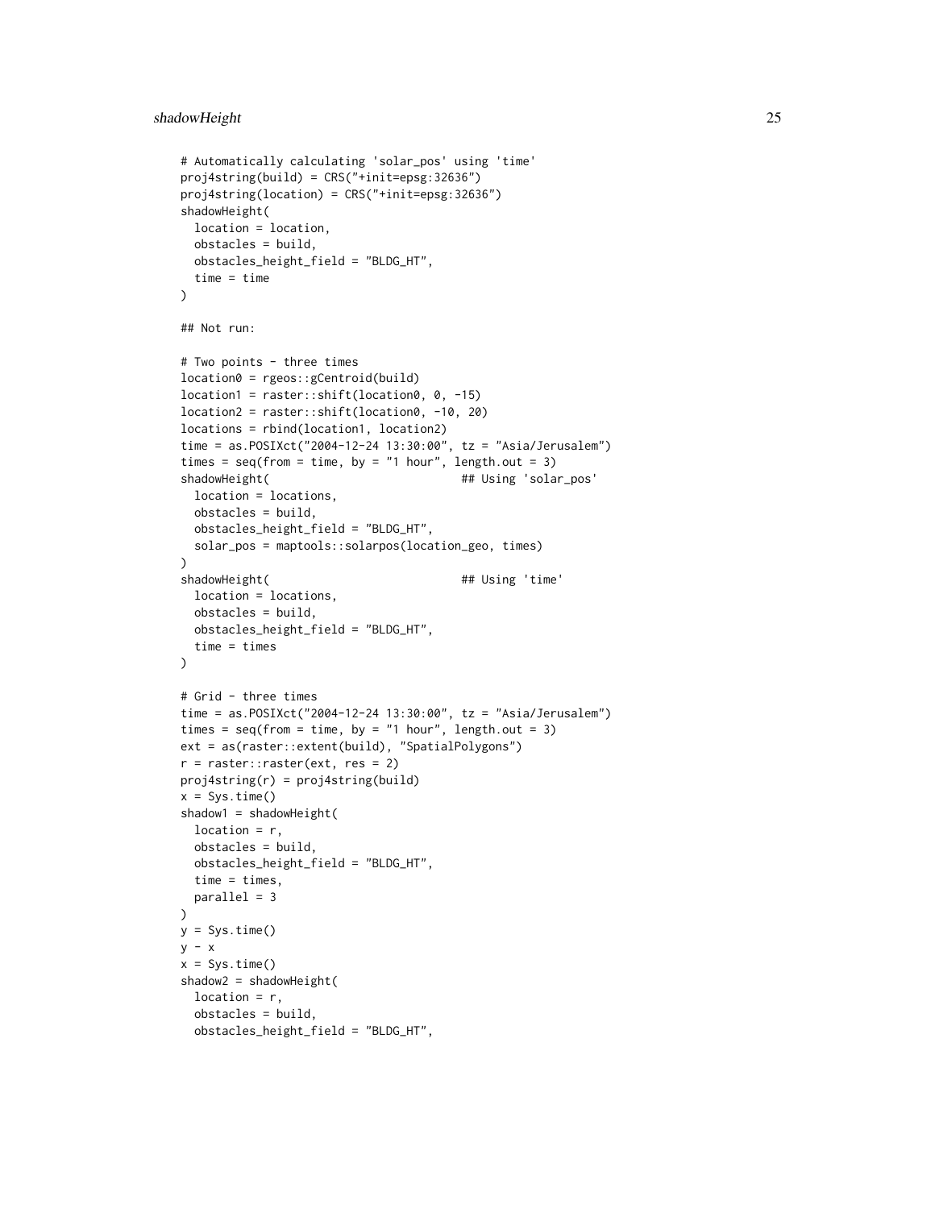```
# Automatically calculating 'solar_pos' using 'time'
proj4string(build) = CRS("+init=epsg:32636")
proj4string(location) = CRS("+init=epsg:32636")
shadowHeight(
  location = location,
  obstacles = build,
  obstacles_height_field = "BLDG_HT",
  time = time
)

## Not run:

# Two points - three times
location0 = rgeos::gCentroid(build)
location1 = raster::shift(location0, 0, -15)
location2 = raster::shift(location0, -10, 20)
locations = rbind(location1, location2)
time = as.POSIXct("2004-12-24 13:30:00", tz = "Asia/Jerusalem")
times = seq(from = time, by = "1 hour", length.out = 3)
shadowHeight(                          ## Using 'solar_pos'
  location = locations,
  obstacles = build,
  obstacles_height_field = "BLDG_HT",
  solar_pos = maptools::solarpos(location_geo, times)
)
shadowHeight(                          ## Using 'time'
  location = locations,
  obstacles = build,
  obstacles_height_field = "BLDG_HT",
  time = times
)

# Grid - three times
time = as.POSIXct("2004-12-24 13:30:00", tz = "Asia/Jerusalem")
times = seq(from = time, by = "1 hour", length.out = 3)
ext = as(raster::extent(build), "SpatialPolygons")
r = raster::raster(ext, res = 2)
proj4string(r) = proj4string(build)
x = Sys.time()
shadow1 = shadowHeight(
  location = r,
  obstacles = build,
  obstacles_height_field = "BLDG_HT",
  time = times,
  parallel = 3
)
y = Sys.time()
y - x
x = Sys.time()
shadow2 = shadowHeight(
  location = r,
  obstacles = build,
  obstacles_height_field = "BLDG_HT",
```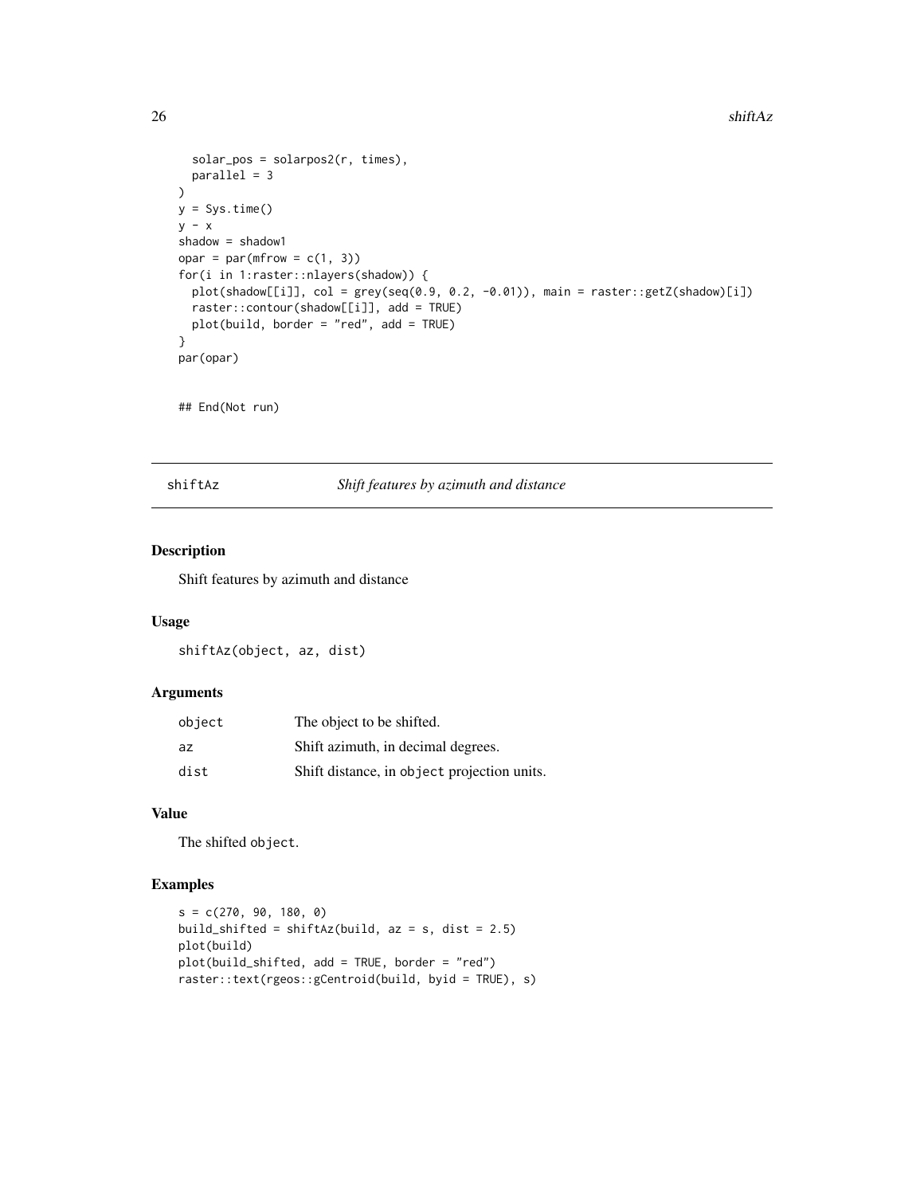```
  solar_pos = solarpos2(r, times),
  parallel = 3
)
y = Sys.time()
y - x
shadow = shadow1
opar = par(mfrow = c(1, 3))
for(i in 1:raster::nlayers(shadow)) {
  plot(shadow[[i]], col = grey(seq(0.9, 0.2, -0.01)), main = raster::getZ(shadow)[i])
  raster::contour(shadow[[i]], add = TRUE)
  plot(build, border = "red", add = TRUE)
}
par(opar)


## End(Not run)
```

## shiftAz — *Shift features by azimuth and distance*

### Description

Shift features by azimuth and distance

### Usage

```
shiftAz(object, az, dist)
```

### Arguments

| | |
|---|---|
| `object` | The object to be shifted. |
| `az` | Shift azimuth, in decimal degrees. |
| `dist` | Shift distance, in `object` projection units. |

### Value

The shifted `object`.

### Examples

```
s = c(270, 90, 180, 0)
build_shifted = shiftAz(build, az = s, dist = 2.5)
plot(build)
plot(build_shifted, add = TRUE, border = "red")
raster::text(rgeos::gCentroid(build, byid = TRUE), s)
```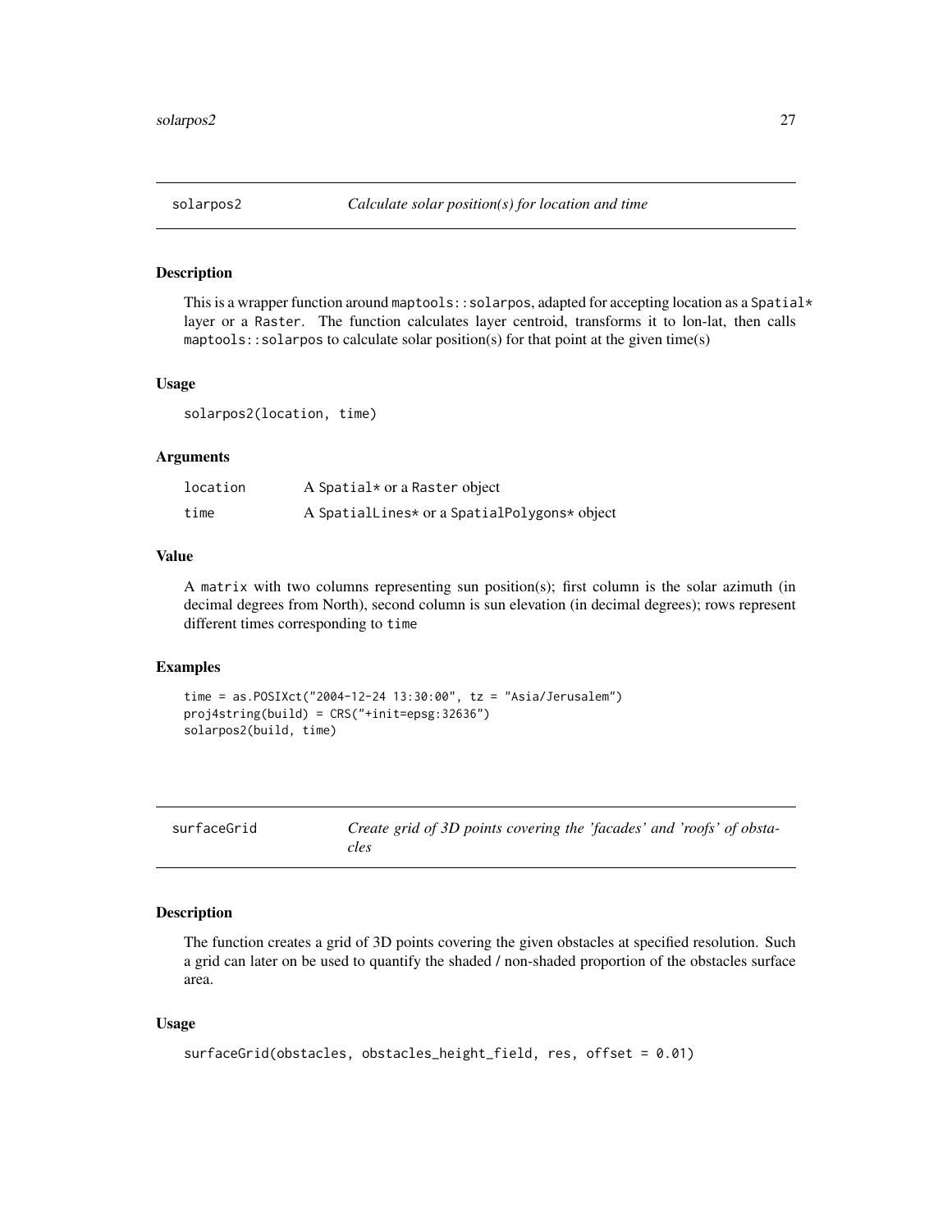## solarpos2 — *Calculate solar position(s) for location and time*

### Description

This is a wrapper function around `maptools::solarpos`, adapted for accepting location as a `Spatial*` layer or a `Raster`. The function calculates layer centroid, transforms it to lon-lat, then calls `maptools::solarpos` to calculate solar position(s) for that point at the given time(s)

### Usage

```
solarpos2(location, time)
```

### Arguments

| | |
|---|---|
| `location` | A `Spatial*` or a `Raster` object |
| `time` | A `SpatialLines*` or a `SpatialPolygons*` object |

### Value

A `matrix` with two columns representing sun position(s); first column is the solar azimuth (in decimal degrees from North), second column is sun elevation (in decimal degrees); rows represent different times corresponding to `time`

### Examples

```
time = as.POSIXct("2004-12-24 13:30:00", tz = "Asia/Jerusalem")
proj4string(build) = CRS("+init=epsg:32636")
solarpos2(build, time)
```

## surfaceGrid — *Create grid of 3D points covering the 'facades' and 'roofs' of obstacles*

### Description

The function creates a grid of 3D points covering the given obstacles at specified resolution. Such a grid can later on be used to quantify the shaded / non-shaded proportion of the obstacles surface area.

### Usage

```
surfaceGrid(obstacles, obstacles_height_field, res, offset = 0.01)
```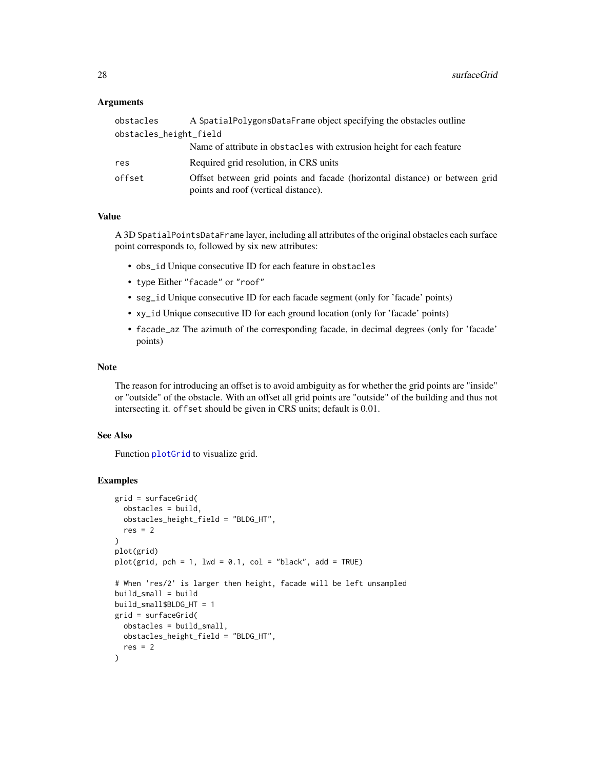### Arguments

| | |
|---|---|
| `obstacles` | A `SpatialPolygonsDataFrame` object specifying the obstacles outline |
| `obstacles_height_field` | Name of attribute in `obstacles` with extrusion height for each feature |
| `res` | Required grid resolution, in CRS units |
| `offset` | Offset between grid points and facade (horizontal distance) or between grid points and roof (vertical distance). |

### Value

A 3D `SpatialPointsDataFrame` layer, including all attributes of the original obstacles each surface point corresponds to, followed by six new attributes:

- `obs_id` Unique consecutive ID for each feature in `obstacles`
- `type` Either `"facade"` or `"roof"`
- `seg_id` Unique consecutive ID for each facade segment (only for 'facade' points)
- `xy_id` Unique consecutive ID for each ground location (only for 'facade' points)
- `facade_az` The azimuth of the corresponding facade, in decimal degrees (only for 'facade' points)

### Note

The reason for introducing an offset is to avoid ambiguity as for whether the grid points are "inside" or "outside" of the obstacle. With an offset all grid points are "outside" of the building and thus not intersecting it. `offset` should be given in CRS units; default is 0.01.

### See Also

Function `plotGrid` to visualize grid.

### Examples

```
grid = surfaceGrid(
  obstacles = build,
  obstacles_height_field = "BLDG_HT",
  res = 2
)
plot(grid)
plot(grid, pch = 1, lwd = 0.1, col = "black", add = TRUE)

# When 'res/2' is larger then height, facade will be left unsampled
build_small = build
build_small$BLDG_HT = 1
grid = surfaceGrid(
  obstacles = build_small,
  obstacles_height_field = "BLDG_HT",
  res = 2
)
```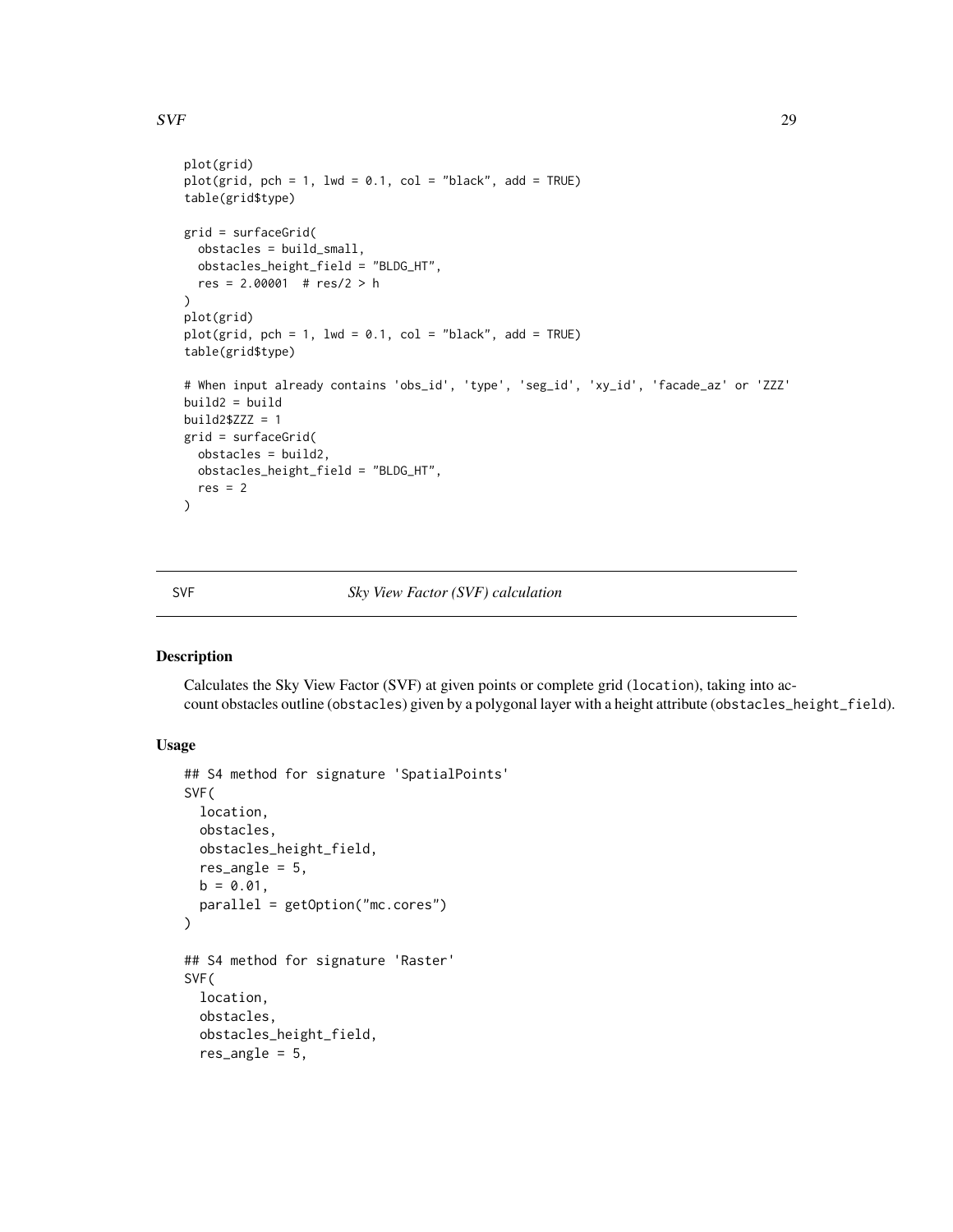```
plot(grid)
plot(grid, pch = 1, lwd = 0.1, col = "black", add = TRUE)
table(grid$type)

grid = surfaceGrid(
  obstacles = build_small,
  obstacles_height_field = "BLDG_HT",
  res = 2.00001  # res/2 > h
)
plot(grid)
plot(grid, pch = 1, lwd = 0.1, col = "black", add = TRUE)
table(grid$type)

# When input already contains 'obs_id', 'type', 'seg_id', 'xy_id', 'facade_az' or 'ZZZ'
build2 = build
build2$ZZZ = 1
grid = surfaceGrid(
  obstacles = build2,
  obstacles_height_field = "BLDG_HT",
  res = 2
)
```

---

SVF *Sky View Factor (SVF) calculation*

---

## Description

Calculates the Sky View Factor (SVF) at given points or complete grid (`location`), taking into account obstacles outline (`obstacles`) given by a polygonal layer with a height attribute (`obstacles_height_field`).

## Usage

```
## S4 method for signature 'SpatialPoints'
SVF(
  location,
  obstacles,
  obstacles_height_field,
  res_angle = 5,
  b = 0.01,
  parallel = getOption("mc.cores")
)

## S4 method for signature 'Raster'
SVF(
  location,
  obstacles,
  obstacles_height_field,
  res_angle = 5,
```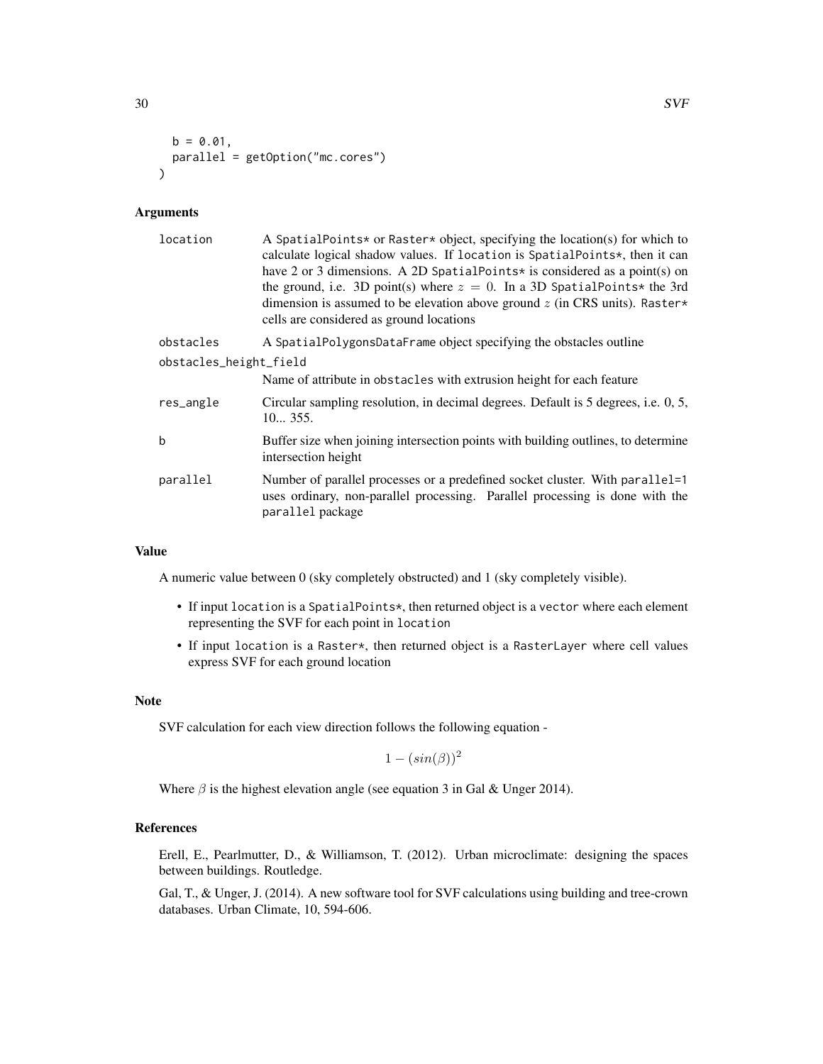```
  b = 0.01,
  parallel = getOption("mc.cores")
)
```

## Arguments

| | |
|---|---|
| location | A SpatialPoints* or Raster* object, specifying the location(s) for which to calculate logical shadow values. If location is SpatialPoints*, then it can have 2 or 3 dimensions. A 2D SpatialPoints* is considered as a point(s) on the ground, i.e. 3D point(s) where $z = 0$. In a 3D SpatialPoints* the 3rd dimension is assumed to be elevation above ground $z$ (in CRS units). Raster* cells are considered as ground locations |
| obstacles | A SpatialPolygonsDataFrame object specifying the obstacles outline |
| obstacles_height_field | Name of attribute in obstacles with extrusion height for each feature |
| res_angle | Circular sampling resolution, in decimal degrees. Default is 5 degrees, i.e. 0, 5, 10... 355. |
| b | Buffer size when joining intersection points with building outlines, to determine intersection height |
| parallel | Number of parallel processes or a predefined socket cluster. With parallel=1 uses ordinary, non-parallel processing. Parallel processing is done with the parallel package |

## Value

A numeric value between 0 (sky completely obstructed) and 1 (sky completely visible).

- If input location is a SpatialPoints*, then returned object is a vector where each element representing the SVF for each point in location
- If input location is a Raster*, then returned object is a RasterLayer where cell values express SVF for each ground location

## Note

SVF calculation for each view direction follows the following equation -

$$1 - (sin(\beta))^2$$

Where $\beta$ is the highest elevation angle (see equation 3 in Gal & Unger 2014).

## References

Erell, E., Pearlmutter, D., & Williamson, T. (2012). Urban microclimate: designing the spaces between buildings. Routledge.

Gal, T., & Unger, J. (2014). A new software tool for SVF calculations using building and tree-crown databases. Urban Climate, 10, 594-606.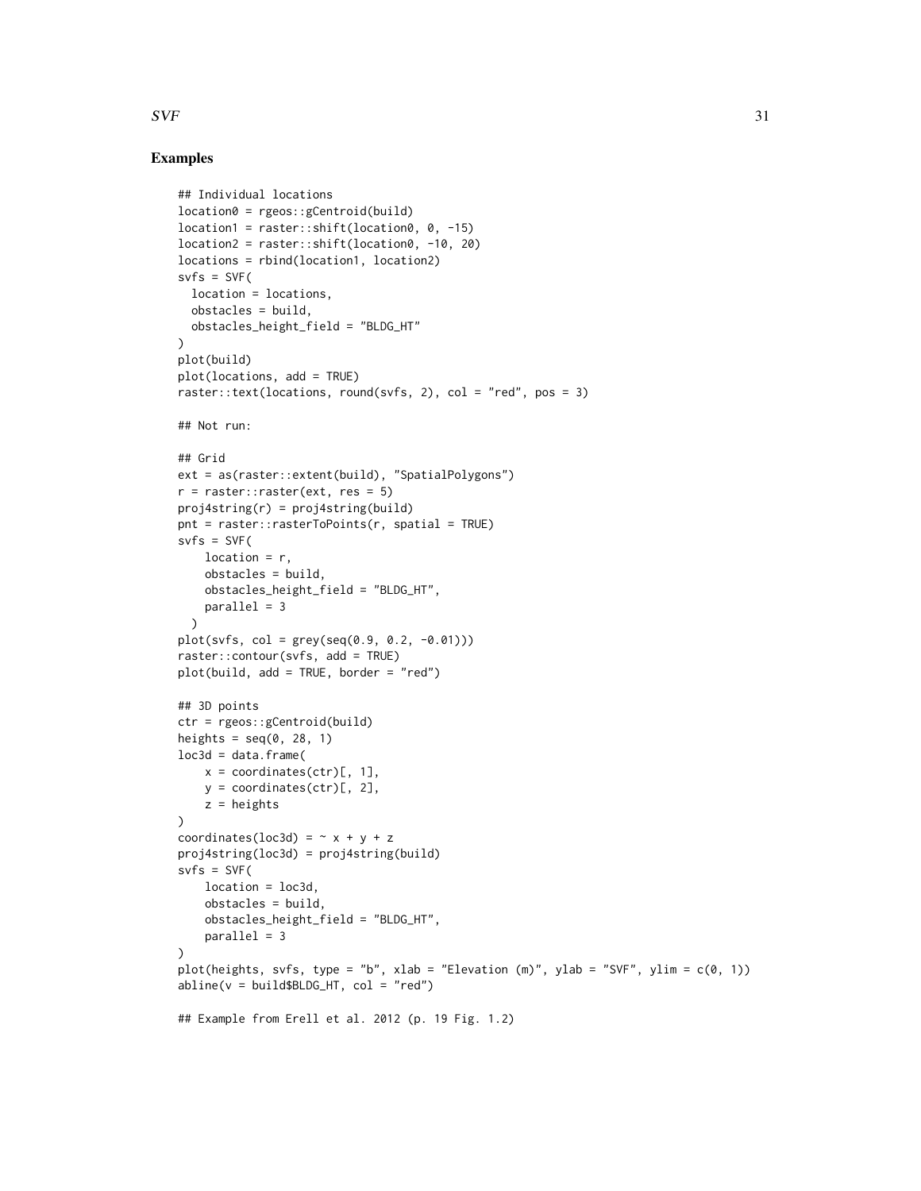## Examples

```
## Individual locations
location0 = rgeos::gCentroid(build)
location1 = raster::shift(location0, 0, -15)
location2 = raster::shift(location0, -10, 20)
locations = rbind(location1, location2)
svfs = SVF(
  location = locations,
  obstacles = build,
  obstacles_height_field = "BLDG_HT"
)
plot(build)
plot(locations, add = TRUE)
raster::text(locations, round(svfs, 2), col = "red", pos = 3)

## Not run:

## Grid
ext = as(raster::extent(build), "SpatialPolygons")
r = raster::raster(ext, res = 5)
proj4string(r) = proj4string(build)
pnt = raster::rasterToPoints(r, spatial = TRUE)
svfs = SVF(
    location = r,
    obstacles = build,
    obstacles_height_field = "BLDG_HT",
    parallel = 3
  )
plot(svfs, col = grey(seq(0.9, 0.2, -0.01)))
raster::contour(svfs, add = TRUE)
plot(build, add = TRUE, border = "red")

## 3D points
ctr = rgeos::gCentroid(build)
heights = seq(0, 28, 1)
loc3d = data.frame(
    x = coordinates(ctr)[, 1],
    y = coordinates(ctr)[, 2],
    z = heights
)
coordinates(loc3d) = ~ x + y + z
proj4string(loc3d) = proj4string(build)
svfs = SVF(
    location = loc3d,
    obstacles = build,
    obstacles_height_field = "BLDG_HT",
    parallel = 3
)
plot(heights, svfs, type = "b", xlab = "Elevation (m)", ylab = "SVF", ylim = c(0, 1))
abline(v = build$BLDG_HT, col = "red")

## Example from Erell et al. 2012 (p. 19 Fig. 1.2)
```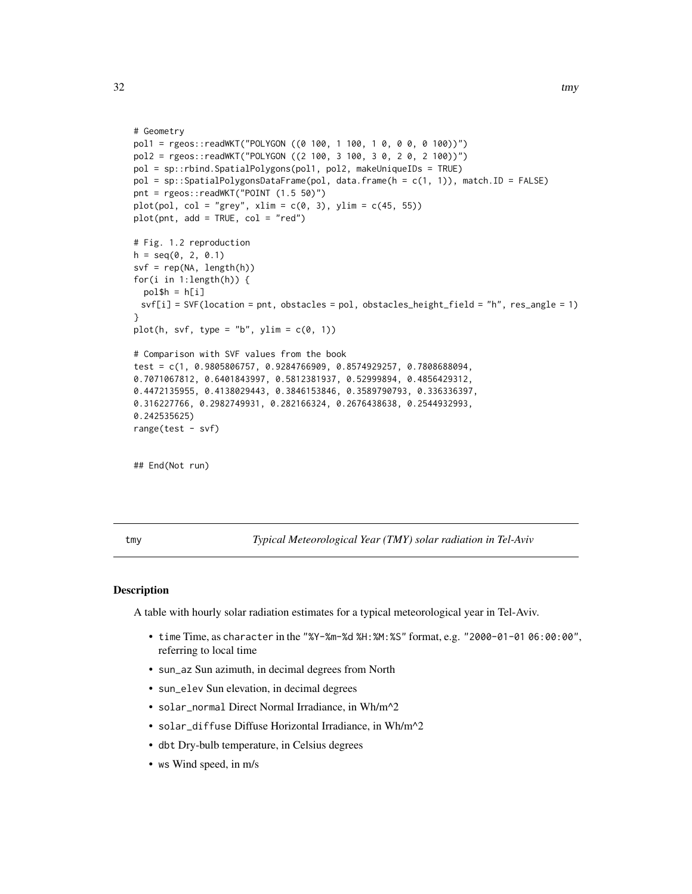```
# Geometry
pol1 = rgeos::readWKT("POLYGON ((0 100, 1 100, 1 0, 0 0, 0 100))")
pol2 = rgeos::readWKT("POLYGON ((2 100, 3 100, 3 0, 2 0, 2 100))")
pol = sp::rbind.SpatialPolygons(pol1, pol2, makeUniqueIDs = TRUE)
pol = sp::SpatialPolygonsDataFrame(pol, data.frame(h = c(1, 1)), match.ID = FALSE)
pnt = rgeos::readWKT("POINT (1.5 50)")
plot(pol, col = "grey", xlim = c(0, 3), ylim = c(45, 55))
plot(pnt, add = TRUE, col = "red")

# Fig. 1.2 reproduction
h = seq(0, 2, 0.1)
svf = rep(NA, length(h))
for(i in 1:length(h)) {
  pol$h = h[i]
  svf[i] = SVF(location = pnt, obstacles = pol, obstacles_height_field = "h", res_angle = 1)
}
plot(h, svf, type = "b", ylim = c(0, 1))

# Comparison with SVF values from the book
test = c(1, 0.9805806757, 0.9284766909, 0.8574929257, 0.7808688094,
0.7071067812, 0.6401843997, 0.5812381937, 0.52999894, 0.4856429312,
0.4472135955, 0.4138029443, 0.3846153846, 0.3589790793, 0.336336397,
0.316227766, 0.2982749931, 0.282166324, 0.2676438638, 0.2544932993,
0.242535625)
range(test - svf)

## End(Not run)
```

---

tmy *Typical Meteorological Year (TMY) solar radiation in Tel-Aviv*

---

### Description

A table with hourly solar radiation estimates for a typical meteorological year in Tel-Aviv.

- `time` Time, as `character` in the `"%Y-%m-%d %H:%M:%S"` format, e.g. `"2000-01-01 06:00:00"`, referring to local time
- `sun_az` Sun azimuth, in decimal degrees from North
- `sun_elev` Sun elevation, in decimal degrees
- `solar_normal` Direct Normal Irradiance, in Wh/m^2
- `solar_diffuse` Diffuse Horizontal Irradiance, in Wh/m^2
- `dbt` Dry-bulb temperature, in Celsius degrees
- `ws` Wind speed, in m/s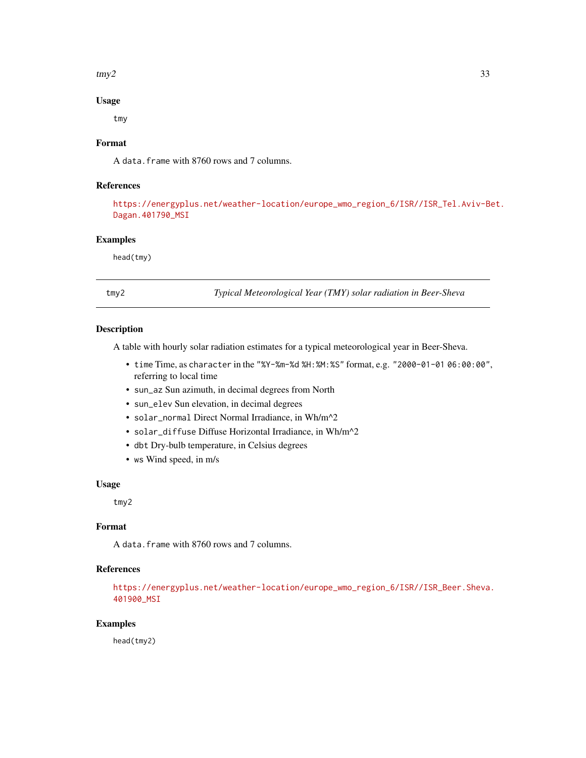## Usage

```
tmy
```

## Format

A `data.frame` with 8760 rows and 7 columns.

## References

https://energyplus.net/weather-location/europe_wmo_region_6/ISR//ISR_Tel.Aviv-Bet.Dagan.401790_MSI

## Examples

```
head(tmy)
```

---

# tmy2 — *Typical Meteorological Year (TMY) solar radiation in Beer-Sheva*

## Description

A table with hourly solar radiation estimates for a typical meteorological year in Beer-Sheva.

- `time` Time, as `character` in the `"%Y-%m-%d %H:%M:%S"` format, e.g. `"2000-01-01 06:00:00"`, referring to local time
- `sun_az` Sun azimuth, in decimal degrees from North
- `sun_elev` Sun elevation, in decimal degrees
- `solar_normal` Direct Normal Irradiance, in Wh/m^2
- `solar_diffuse` Diffuse Horizontal Irradiance, in Wh/m^2
- `dbt` Dry-bulb temperature, in Celsius degrees
- `ws` Wind speed, in m/s

## Usage

```
tmy2
```

## Format

A `data.frame` with 8760 rows and 7 columns.

## References

https://energyplus.net/weather-location/europe_wmo_region_6/ISR//ISR_Beer.Sheva.401900_MSI

## Examples

```
head(tmy2)
```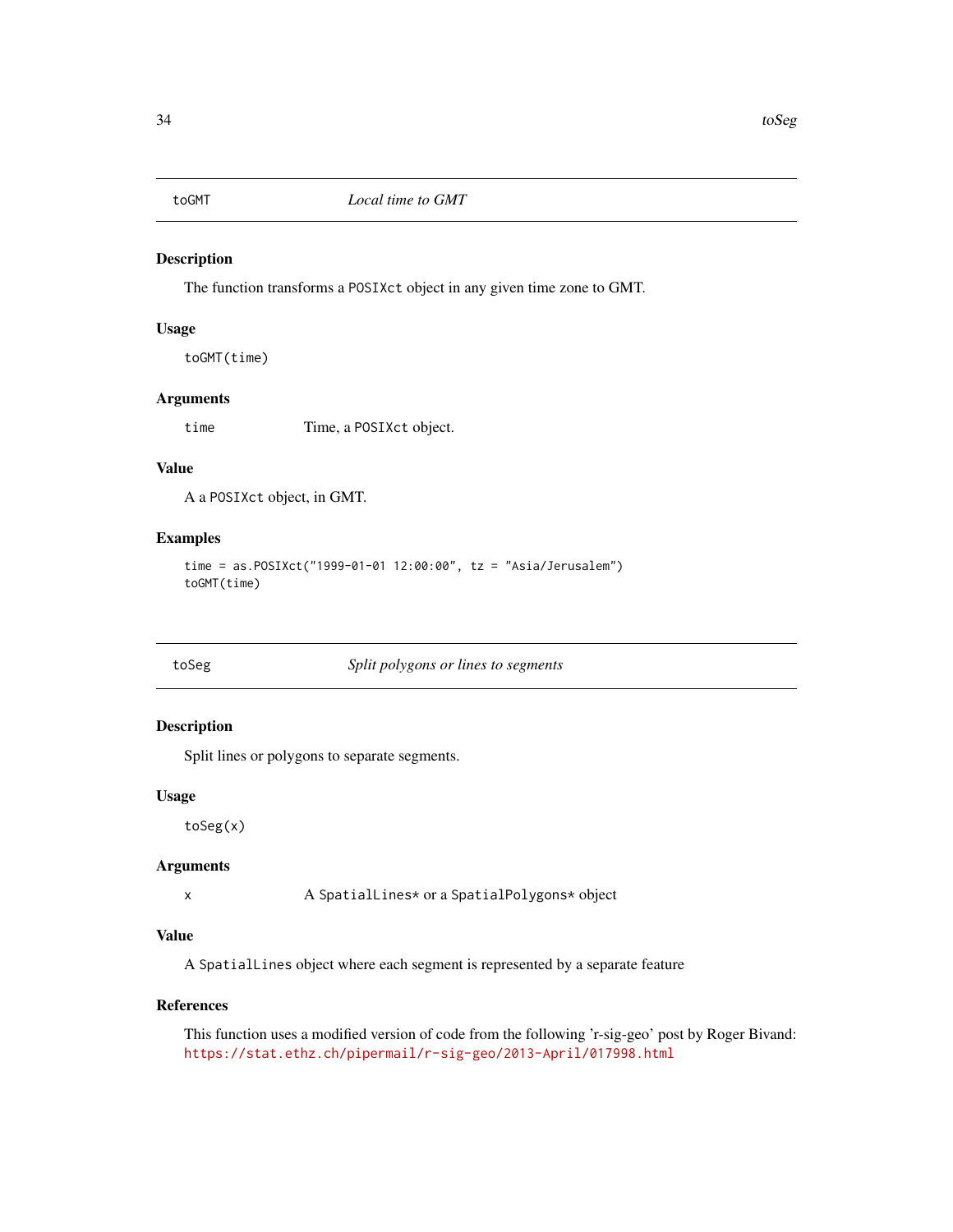## toGMT — *Local time to GMT*

### Description

The function transforms a `POSIXct` object in any given time zone to GMT.

### Usage

```
toGMT(time)
```

### Arguments

| | |
|---|---|
| `time` | Time, a `POSIXct` object. |

### Value

A a `POSIXct` object, in GMT.

### Examples

```
time = as.POSIXct("1999-01-01 12:00:00", tz = "Asia/Jerusalem")
toGMT(time)
```

## toSeg — *Split polygons or lines to segments*

### Description

Split lines or polygons to separate segments.

### Usage

```
toSeg(x)
```

### Arguments

| | |
|---|---|
| `x` | A `SpatialLines*` or a `SpatialPolygons*` object |

### Value

A `SpatialLines` object where each segment is represented by a separate feature

### References

This function uses a modified version of code from the following 'r-sig-geo' post by Roger Bivand: https://stat.ethz.ch/pipermail/r-sig-geo/2013-April/017998.html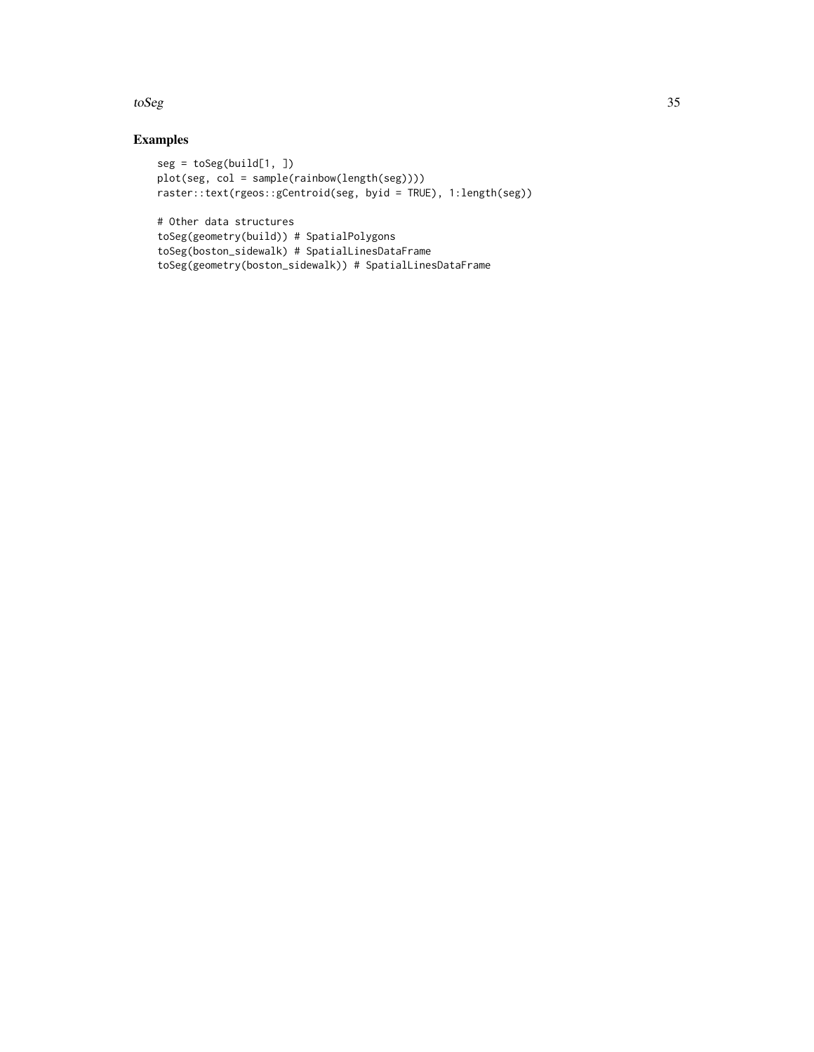## Examples

```
seg = toSeg(build[1, ])
plot(seg, col = sample(rainbow(length(seg))))
raster::text(rgeos::gCentroid(seg, byid = TRUE), 1:length(seg))

# Other data structures
toSeg(geometry(build)) # SpatialPolygons
toSeg(boston_sidewalk) # SpatialLinesDataFrame
toSeg(geometry(boston_sidewalk)) # SpatialLinesDataFrame
```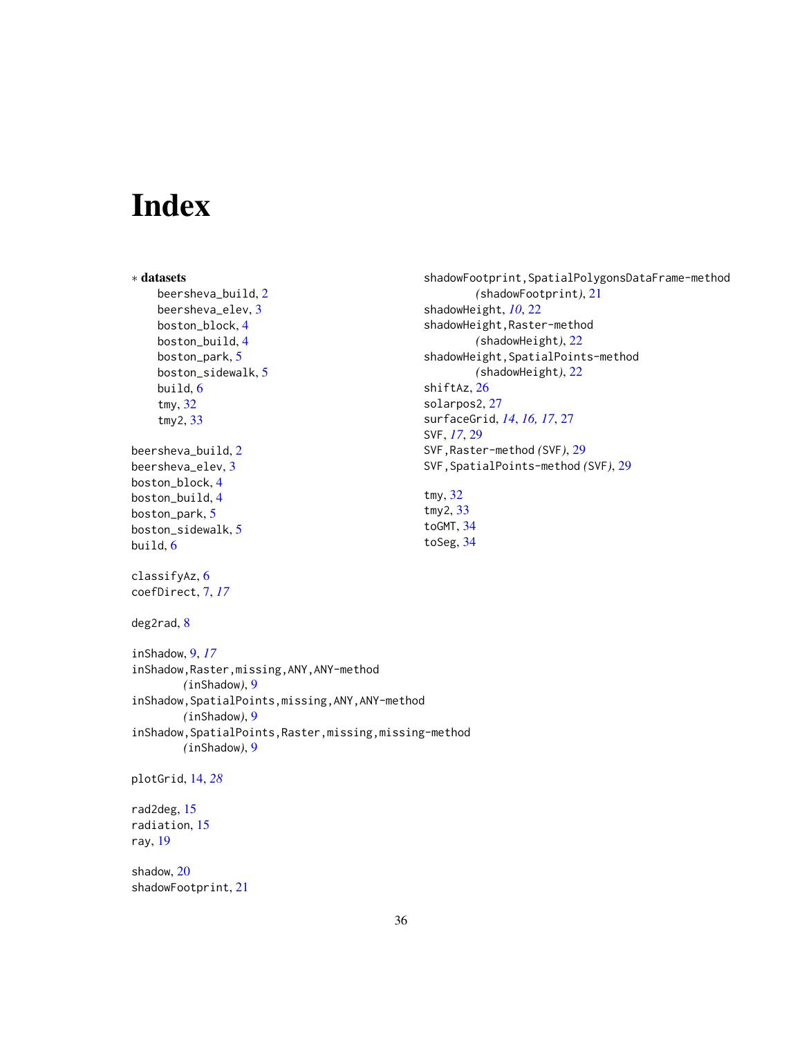# Index

∗ **datasets**

- beersheva_build, 2
- beersheva_elev, 3
- boston_block, 4
- boston_build, 4
- boston_park, 5
- boston_sidewalk, 5
- build, 6
- tmy, 32
- tmy2, 33

beersheva_build, 2
beersheva_elev, 3
boston_block, 4
boston_build, 4
boston_park, 5
boston_sidewalk, 5
build, 6

classifyAz, 6
coefDirect, 7, *17*

deg2rad, 8

inShadow, 9, *17*
inShadow,Raster,missing,ANY,ANY-method *(*inShadow*)*, 9
inShadow,SpatialPoints,missing,ANY,ANY-method *(*inShadow*)*, 9
inShadow,SpatialPoints,Raster,missing,missing-method *(*inShadow*)*, 9

plotGrid, 14, *28*

rad2deg, 15
radiation, 15
ray, 19

shadow, 20
shadowFootprint, 21
shadowFootprint,SpatialPolygonsDataFrame-method *(*shadowFootprint*)*, 21
shadowHeight, *10*, 22
shadowHeight,Raster-method *(*shadowHeight*)*, 22
shadowHeight,SpatialPoints-method *(*shadowHeight*)*, 22
shiftAz, 26
solarpos2, 27
surfaceGrid, *14*, *16*, *17*, 27
SVF, *17*, 29
SVF,Raster-method *(*SVF*)*, 29
SVF,SpatialPoints-method *(*SVF*)*, 29

tmy, 32
tmy2, 33
toGMT, 34
toSeg, 34